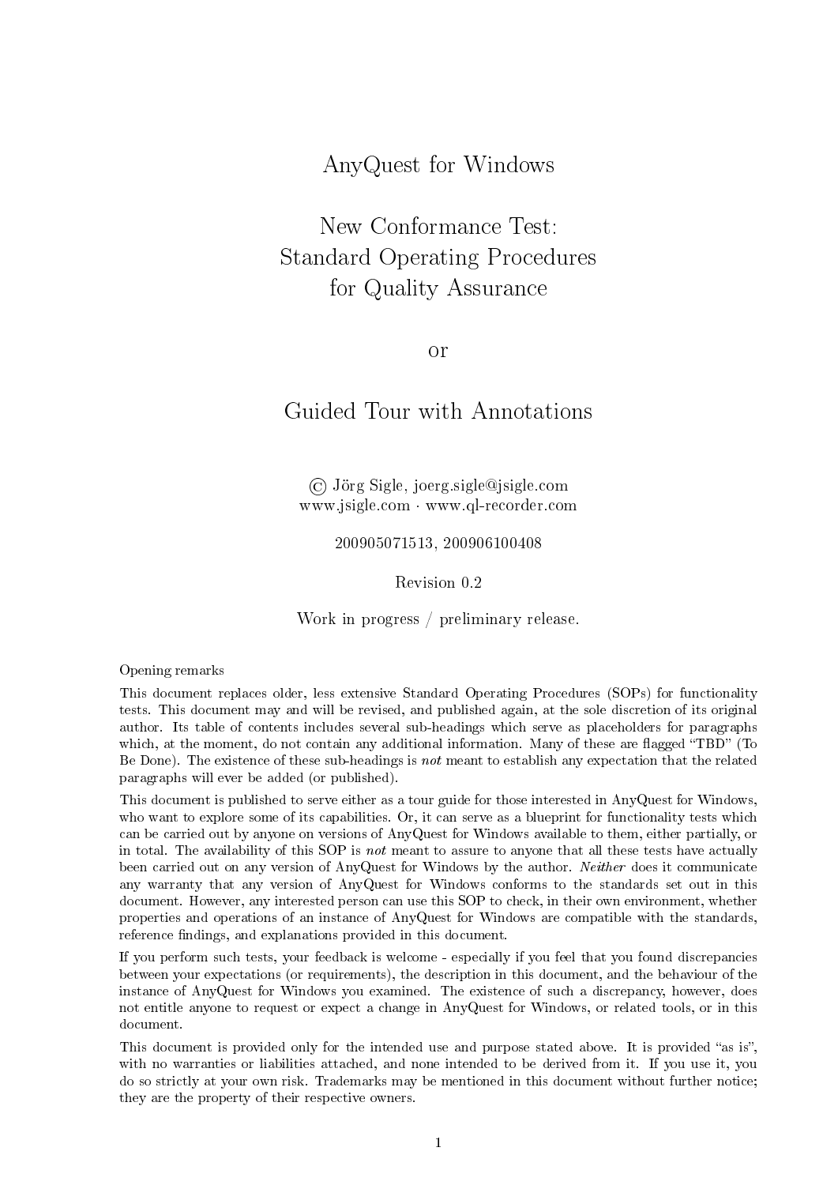# AnyQuest for Windows

# New Conformance Test: Standard Operating Procedures for Quality Assurance

or

# Guided Tour with Annotations

© Jörg Sigle, joerg.sigle@jsigle.com
www.jsigle.com · www.ql-recorder.com

200905071513, 200906100408

Revision 0.2

Work in progress / preliminary release.

## Opening remarks

This document replaces older, less extensive Standard Operating Procedures (SOPs) for functionality tests. This document may and will be revised, and published again, at the sole discretion of its original author. Its table of contents includes several sub-headings which serve as placeholders for paragraphs which, at the moment, do not contain any additional information. Many of these are flagged "TBD" (To Be Done). The existence of these sub-headings is *not* meant to establish any expectation that the related paragraphs will ever be added (or published).

This document is published to serve either as a tour guide for those interested in AnyQuest for Windows, who want to explore some of its capabilities. Or, it can serve as a blueprint for functionality tests which can be carried out by anyone on versions of AnyQuest for Windows available to them, either partially, or in total. The availability of this SOP is *not* meant to assure to anyone that all these tests have actually been carried out on any version of AnyQuest for Windows by the author. *Neither* does it communicate any warranty that any version of AnyQuest for Windows conforms to the standards set out in this document. However, any interested person can use this SOP to check, in their own environment, whether properties and operations of an instance of AnyQuest for Windows are compatible with the standards, reference findings, and explanations provided in this document.

If you perform such tests, your feedback is welcome - especially if you feel that you found discrepancies between your expectations (or requirements), the description in this document, and the behaviour of the instance of AnyQuest for Windows you examined. The existence of such a discrepancy, however, does not entitle anyone to request or expect a change in AnyQuest for Windows, or related tools, or in this document.

This document is provided only for the intended use and purpose stated above. It is provided "as is", with no warranties or liabilities attached, and none intended to be derived from it. If you use it, you do so strictly at your own risk. Trademarks may be mentioned in this document without further notice; they are the property of their respective owners.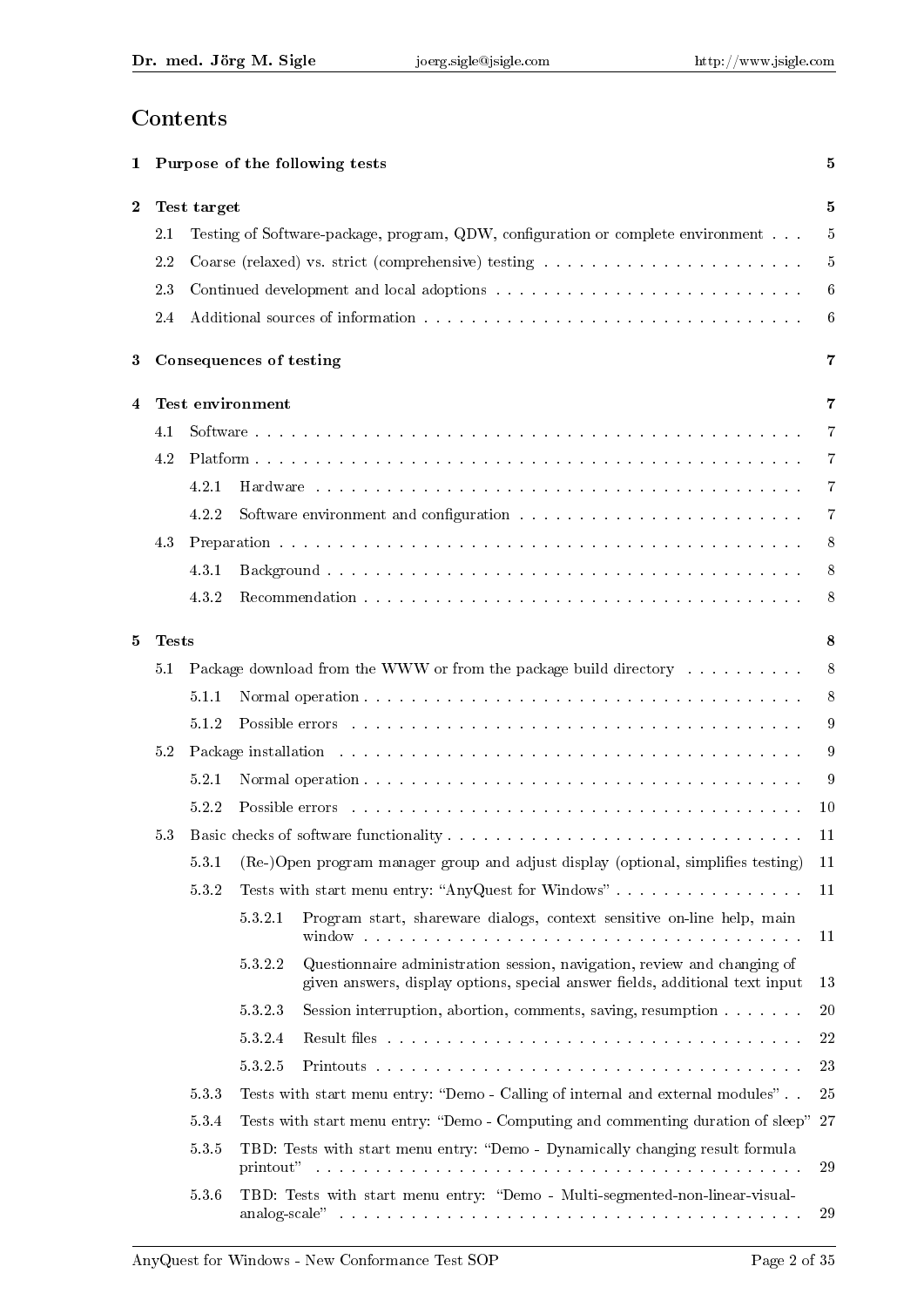# Contents

- **1 Purpose of the following tests** — 5
- **2 Test target** — 5
  - 2.1 Testing of Software-package, program, QDW, configuration or complete environment — 5
  - 2.2 Coarse (relaxed) vs. strict (comprehensive) testing — 5
  - 2.3 Continued development and local adoptions — 6
  - 2.4 Additional sources of information — 6
- **3 Consequences of testing** — 7
- **4 Test environment** — 7
  - 4.1 Software — 7
  - 4.2 Platform — 7
    - 4.2.1 Hardware — 7
    - 4.2.2 Software environment and configuration — 7
  - 4.3 Preparation — 8
    - 4.3.1 Background — 8
    - 4.3.2 Recommendation — 8
- **5 Tests** — 8
  - 5.1 Package download from the WWW or from the package build directory — 8
    - 5.1.1 Normal operation — 8
    - 5.1.2 Possible errors — 9
  - 5.2 Package installation — 9
    - 5.2.1 Normal operation — 9
    - 5.2.2 Possible errors — 10
  - 5.3 Basic checks of software functionality — 11
    - 5.3.1 (Re-)Open program manager group and adjust display (optional, simplifies testing) — 11
    - 5.3.2 Tests with start menu entry: "AnyQuest for Windows" — 11
      - 5.3.2.1 Program start, shareware dialogs, context sensitive on-line help, main window — 11
      - 5.3.2.2 Questionnaire administration session, navigation, review and changing of given answers, display options, special answer fields, additional text input — 13
      - 5.3.2.3 Session interruption, abortion, comments, saving, resumption — 20
      - 5.3.2.4 Result files — 22
      - 5.3.2.5 Printouts — 23
    - 5.3.3 Tests with start menu entry: "Demo - Calling of internal and external modules" — 25
    - 5.3.4 Tests with start menu entry: "Demo - Computing and commenting duration of sleep" — 27
    - 5.3.5 TBD: Tests with start menu entry: "Demo - Dynamically changing result formula printout" — 29
    - 5.3.6 TBD: Tests with start menu entry: "Demo - Multi-segmented-non-linear-visual-analog-scale" — 29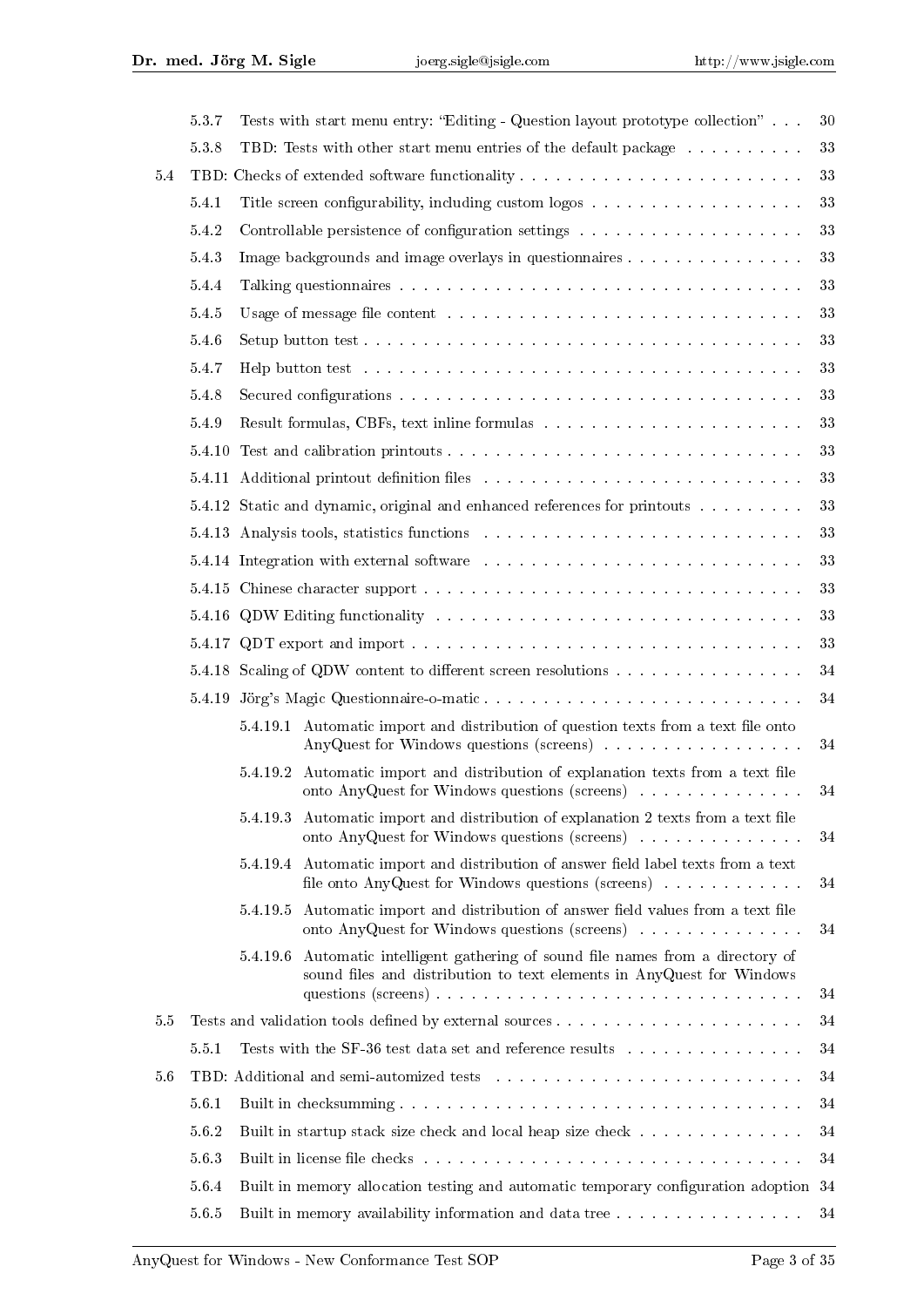- 5.3.7 Tests with start menu entry: “Editing - Question layout prototype collection” . . . 30
- 5.3.8 TBD: Tests with other start menu entries of the default package . . . . . . . . . . 33
- 5.4 TBD: Checks of extended software functionality . . . . . . . . . . . . . . . . . . . . . . . . 33
  - 5.4.1 Title screen configurability, including custom logos . . . . . . . . . . . . . . . . . . 33
  - 5.4.2 Controllable persistence of configuration settings . . . . . . . . . . . . . . . . . . . 33
  - 5.4.3 Image backgrounds and image overlays in questionnaires . . . . . . . . . . . . . . . 33
  - 5.4.4 Talking questionnaires . . . . . . . . . . . . . . . . . . . . . . . . . . . . . . . . . . 33
  - 5.4.5 Usage of message file content . . . . . . . . . . . . . . . . . . . . . . . . . . . . . . 33
  - 5.4.6 Setup button test . . . . . . . . . . . . . . . . . . . . . . . . . . . . . . . . . . . . . 33
  - 5.4.7 Help button test . . . . . . . . . . . . . . . . . . . . . . . . . . . . . . . . . . . . . 33
  - 5.4.8 Secured configurations . . . . . . . . . . . . . . . . . . . . . . . . . . . . . . . . . . 33
  - 5.4.9 Result formulas, CBFs, text inline formulas . . . . . . . . . . . . . . . . . . . . . . 33
  - 5.4.10 Test and calibration printouts . . . . . . . . . . . . . . . . . . . . . . . . . . . . . 33
  - 5.4.11 Additional printout definition files . . . . . . . . . . . . . . . . . . . . . . . . . . 33
  - 5.4.12 Static and dynamic, original and enhanced references for printouts . . . . . . . . . 33
  - 5.4.13 Analysis tools, statistics functions . . . . . . . . . . . . . . . . . . . . . . . . . . 33
  - 5.4.14 Integration with external software . . . . . . . . . . . . . . . . . . . . . . . . . . 33
  - 5.4.15 Chinese character support . . . . . . . . . . . . . . . . . . . . . . . . . . . . . . . 33
  - 5.4.16 QDW Editing functionality . . . . . . . . . . . . . . . . . . . . . . . . . . . . . . . 33
  - 5.4.17 QDT export and import . . . . . . . . . . . . . . . . . . . . . . . . . . . . . . . . . 33
  - 5.4.18 Scaling of QDW content to different screen resolutions . . . . . . . . . . . . . . . . 34
  - 5.4.19 Jörg’s Magic Questionnaire-o-matic . . . . . . . . . . . . . . . . . . . . . . . . . . . 34
    - 5.4.19.1 Automatic import and distribution of question texts from a text file onto AnyQuest for Windows questions (screens) . . . . . . . . . . . . . . . . 34
    - 5.4.19.2 Automatic import and distribution of explanation texts from a text file onto AnyQuest for Windows questions (screens) . . . . . . . . . . . . . . 34
    - 5.4.19.3 Automatic import and distribution of explanation 2 texts from a text file onto AnyQuest for Windows questions (screens) . . . . . . . . . . . . . . 34
    - 5.4.19.4 Automatic import and distribution of answer field label texts from a text file onto AnyQuest for Windows questions (screens) . . . . . . . . . . . . 34
    - 5.4.19.5 Automatic import and distribution of answer field values from a text file onto AnyQuest for Windows questions (screens) . . . . . . . . . . . . . . 34
    - 5.4.19.6 Automatic intelligent gathering of sound file names from a directory of sound files and distribution to text elements in AnyQuest for Windows questions (screens) . . . . . . . . . . . . . . . . . . . . . . . . . . . . . 34
- 5.5 Tests and validation tools defined by external sources . . . . . . . . . . . . . . . . . . . . 34
  - 5.5.1 Tests with the SF-36 test data set and reference results . . . . . . . . . . . . . . . 34
- 5.6 TBD: Additional and semi-automized tests . . . . . . . . . . . . . . . . . . . . . . . . . . 34
  - 5.6.1 Built in checksumming . . . . . . . . . . . . . . . . . . . . . . . . . . . . . . . . . . 34
  - 5.6.2 Built in startup stack size check and local heap size check . . . . . . . . . . . . . . 34
  - 5.6.3 Built in license file checks . . . . . . . . . . . . . . . . . . . . . . . . . . . . . . . . 34
  - 5.6.4 Built in memory allocation testing and automatic temporary configuration adoption 34
  - 5.6.5 Built in memory availability information and data tree . . . . . . . . . . . . . . . . 34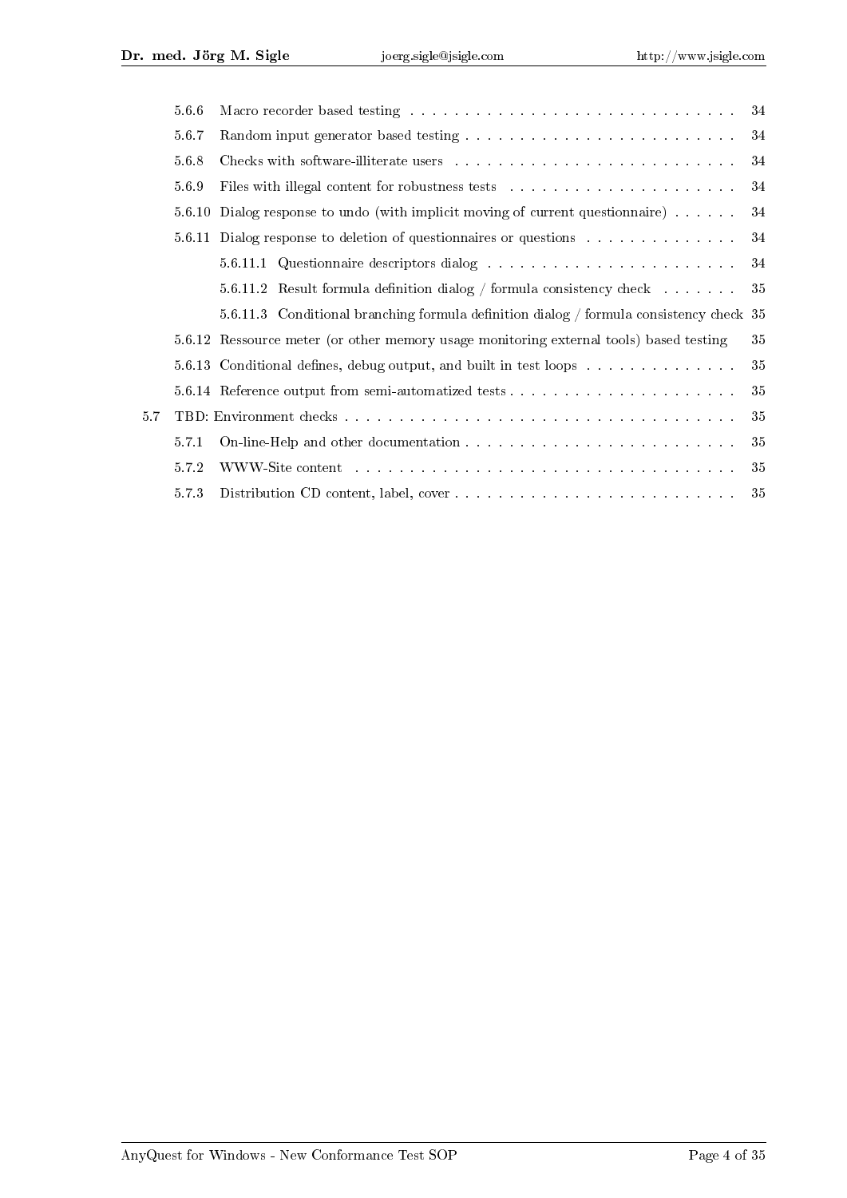- 5.6.6 Macro recorder based testing . . . 34
- 5.6.7 Random input generator based testing . . . 34
- 5.6.8 Checks with software-illiterate users . . . 34
- 5.6.9 Files with illegal content for robustness tests . . . 34
- 5.6.10 Dialog response to undo (with implicit moving of current questionnaire) . . . 34
- 5.6.11 Dialog response to deletion of questionnaires or questions . . . 34
  - 5.6.11.1 Questionnaire descriptors dialog . . . 34
  - 5.6.11.2 Result formula definition dialog / formula consistency check . . . 35
  - 5.6.11.3 Conditional branching formula definition dialog / formula consistency check 35
- 5.6.12 Ressource meter (or other memory usage monitoring external tools) based testing 35
- 5.6.13 Conditional defines, debug output, and built in test loops . . . 35
- 5.6.14 Reference output from semi-automatized tests . . . 35

5.7 TBD: Environment checks . . . 35

- 5.7.1 On-line-Help and other documentation . . . 35
- 5.7.2 WWW-Site content . . . 35
- 5.7.3 Distribution CD content, label, cover . . . 35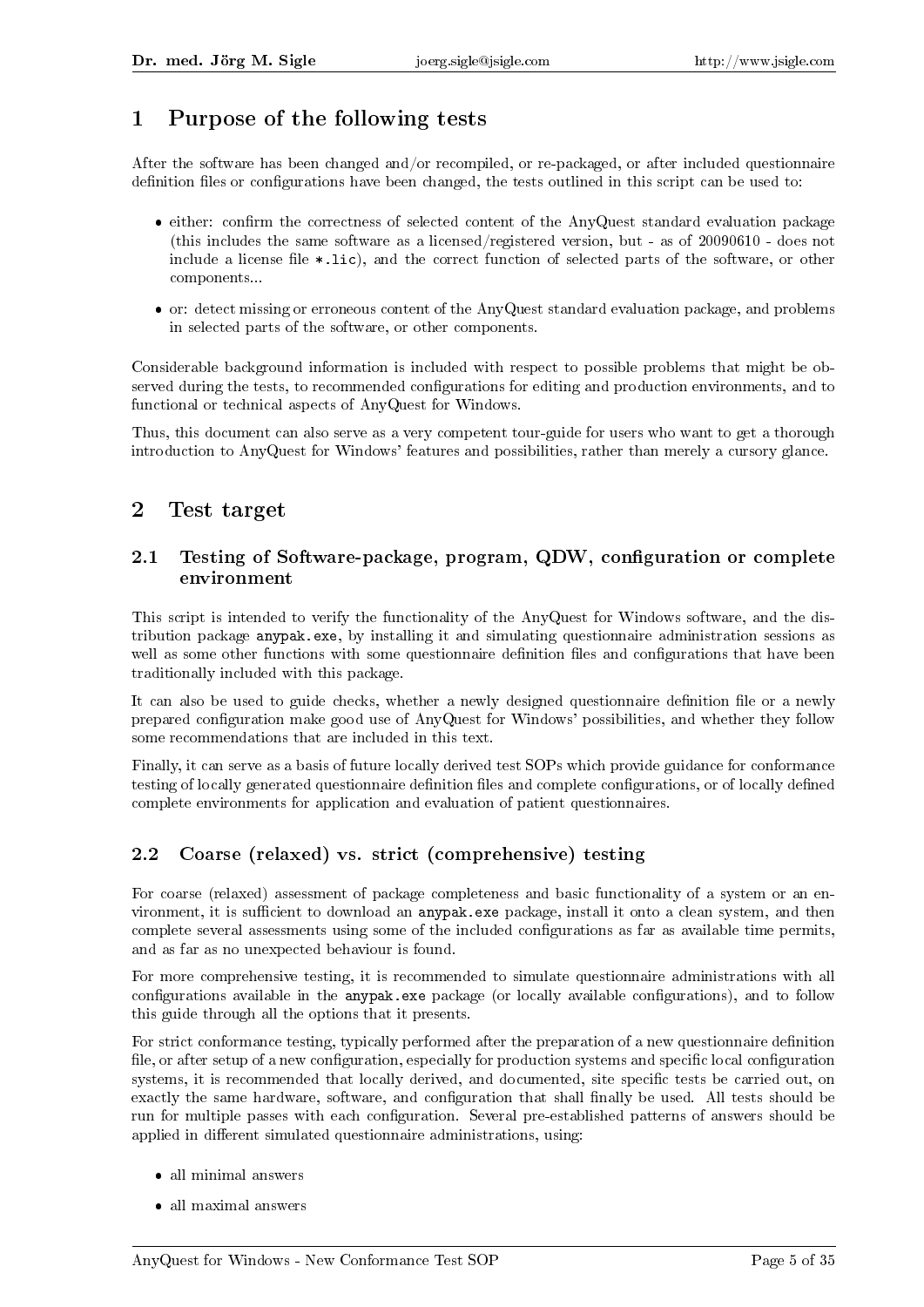# 1 Purpose of the following tests

After the software has been changed and/or recompiled, or re-packaged, or after included questionnaire definition files or configurations have been changed, the tests outlined in this script can be used to:

- either: confirm the correctness of selected content of the AnyQuest standard evaluation package (this includes the same software as a licensed/registered version, but - as of 20090610 - does not include a license file `*.lic`), and the correct function of selected parts of the software, or other components...
- or: detect missing or erroneous content of the AnyQuest standard evaluation package, and problems in selected parts of the software, or other components.

Considerable background information is included with respect to possible problems that might be observed during the tests, to recommended configurations for editing and production environments, and to functional or technical aspects of AnyQuest for Windows.

Thus, this document can also serve as a very competent tour-guide for users who want to get a thorough introduction to AnyQuest for Windows' features and possibilities, rather than merely a cursory glance.

# 2 Test target

## 2.1 Testing of Software-package, program, QDW, configuration or complete environment

This script is intended to verify the functionality of the AnyQuest for Windows software, and the distribution package `anypak.exe`, by installing it and simulating questionnaire administration sessions as well as some other functions with some questionnaire definition files and configurations that have been traditionally included with this package.

It can also be used to guide checks, whether a newly designed questionnaire definition file or a newly prepared configuration make good use of AnyQuest for Windows' possibilities, and whether they follow some recommendations that are included in this text.

Finally, it can serve as a basis of future locally derived test SOPs which provide guidance for conformance testing of locally generated questionnaire definition files and complete configurations, or of locally defined complete environments for application and evaluation of patient questionnaires.

## 2.2 Coarse (relaxed) vs. strict (comprehensive) testing

For coarse (relaxed) assessment of package completeness and basic functionality of a system or an environment, it is sufficient to download an `anypak.exe` package, install it onto a clean system, and then complete several assessments using some of the included configurations as far as available time permits, and as far as no unexpected behaviour is found.

For more comprehensive testing, it is recommended to simulate questionnaire administrations with all configurations available in the `anypak.exe` package (or locally available configurations), and to follow this guide through all the options that it presents.

For strict conformance testing, typically performed after the preparation of a new questionnaire definition file, or after setup of a new configuration, especially for production systems and specific local configuration systems, it is recommended that locally derived, and documented, site specific tests be carried out, on exactly the same hardware, software, and configuration that shall finally be used. All tests should be run for multiple passes with each configuration. Several pre-established patterns of answers should be applied in different simulated questionnaire administrations, using:

- all minimal answers
- all maximal answers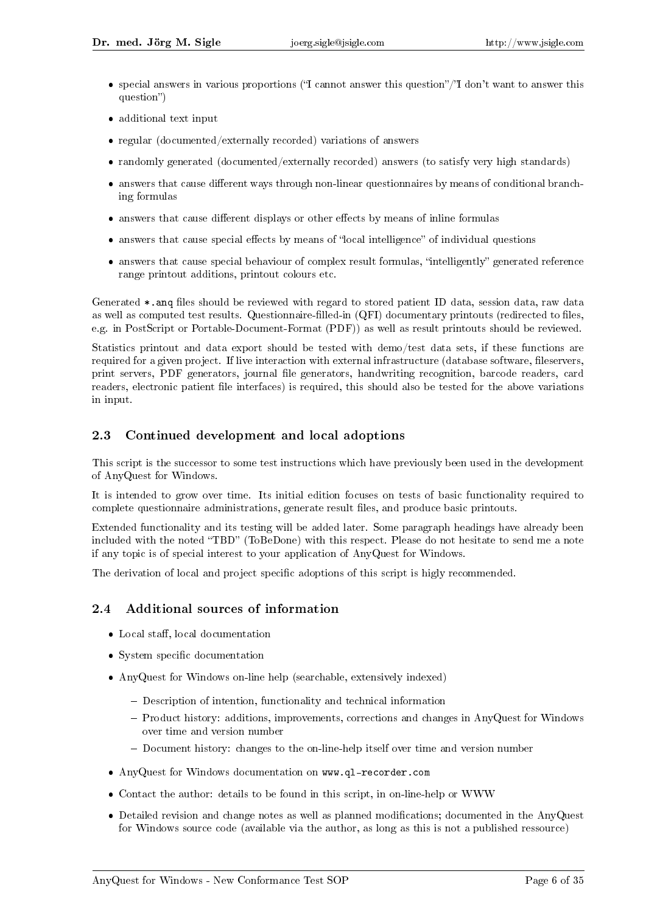- special answers in various proportions ("I cannot answer this question"/"I don't want to answer this question")
- additional text input
- regular (documented/externally recorded) variations of answers
- randomly generated (documented/externally recorded) answers (to satisfy very high standards)
- answers that cause different ways through non-linear questionnaires by means of conditional branching formulas
- answers that cause different displays or other effects by means of inline formulas
- answers that cause special effects by means of "local intelligence" of individual questions
- answers that cause special behaviour of complex result formulas, "intelligently" generated reference range printout additions, printout colours etc.

Generated `*.anq` files should be reviewed with regard to stored patient ID data, session data, raw data as well as computed test results. Questionnaire-filled-in (QFI) documentary printouts (redirected to files, e.g. in PostScript or Portable-Document-Format (PDF)) as well as result printouts should be reviewed.

Statistics printout and data export should be tested with demo/test data sets, if these functions are required for a given project. If live interaction with external infrastructure (database software, fileservers, print servers, PDF generators, journal file generators, handwriting recognition, barcode readers, card readers, electronic patient file interfaces) is required, this should also be tested for the above variations in input.

## 2.3 Continued development and local adoptions

This script is the successor to some test instructions which have previously been used in the development of AnyQuest for Windows.

It is intended to grow over time. Its initial edition focuses on tests of basic functionality required to complete questionnaire administrations, generate result files, and produce basic printouts.

Extended functionality and its testing will be added later. Some paragraph headings have already been included with the noted "TBD" (ToBeDone) with this respect. Please do not hesitate to send me a note if any topic is of special interest to your application of AnyQuest for Windows.

The derivation of local and project specific adoptions of this script is higly recommended.

## 2.4 Additional sources of information

- Local staff, local documentation
- System specific documentation
- AnyQuest for Windows on-line help (searchable, extensively indexed)
  - Description of intention, functionality and technical information
  - Product history: additions, improvements, corrections and changes in AnyQuest for Windows over time and version number
  - Document history: changes to the on-line-help itself over time and version number
- AnyQuest for Windows documentation on `www.ql-recorder.com`
- Contact the author: details to be found in this script, in on-line-help or WWW
- Detailed revision and change notes as well as planned modifications; documented in the AnyQuest for Windows source code (available via the author, as long as this is not a published ressource)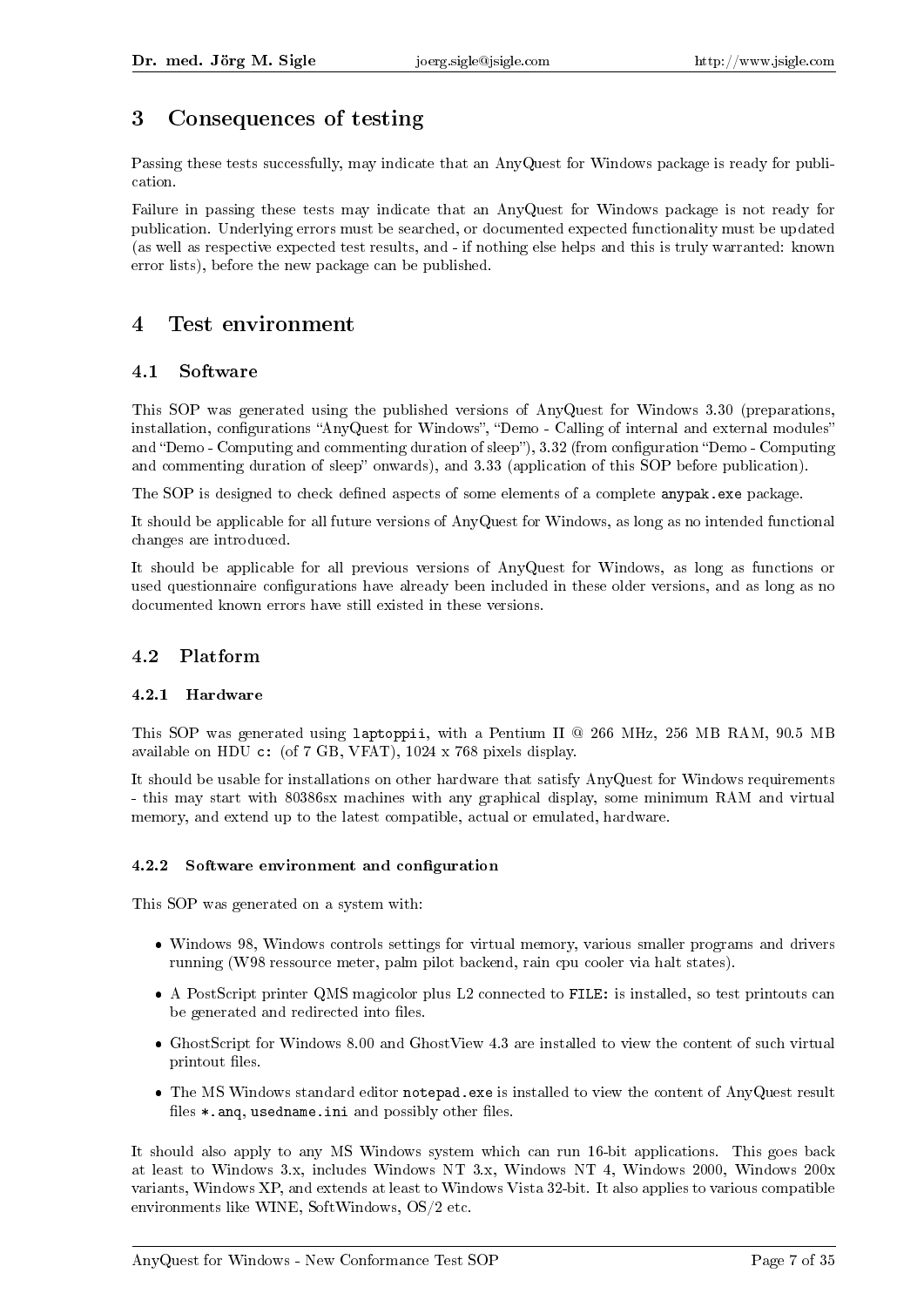# 3 Consequences of testing

Passing these tests successfully, may indicate that an AnyQuest for Windows package is ready for publication.

Failure in passing these tests may indicate that an AnyQuest for Windows package is not ready for publication. Underlying errors must be searched, or documented expected functionality must be updated (as well as respective expected test results, and - if nothing else helps and this is truly warranted: known error lists), before the new package can be published.

# 4 Test environment

## 4.1 Software

This SOP was generated using the published versions of AnyQuest for Windows 3.30 (preparations, installation, configurations "AnyQuest for Windows", "Demo - Calling of internal and external modules" and "Demo - Computing and commenting duration of sleep"), 3.32 (from configuration "Demo - Computing and commenting duration of sleep" onwards), and 3.33 (application of this SOP before publication).

The SOP is designed to check defined aspects of some elements of a complete `anypak.exe` package.

It should be applicable for all future versions of AnyQuest for Windows, as long as no intended functional changes are introduced.

It should be applicable for all previous versions of AnyQuest for Windows, as long as functions or used questionnaire configurations have already been included in these older versions, and as long as no documented known errors have still existed in these versions.

## 4.2 Platform

### 4.2.1 Hardware

This SOP was generated using `laptoppii`, with a Pentium II @ 266 MHz, 256 MB RAM, 90.5 MB available on HDU `c:` (of 7 GB, VFAT), 1024 x 768 pixels display.

It should be usable for installations on other hardware that satisfy AnyQuest for Windows requirements - this may start with 80386sx machines with any graphical display, some minimum RAM and virtual memory, and extend up to the latest compatible, actual or emulated, hardware.

### 4.2.2 Software environment and configuration

This SOP was generated on a system with:

- Windows 98, Windows controls settings for virtual memory, various smaller programs and drivers running (W98 ressource meter, palm pilot backend, rain cpu cooler via halt states).
- A PostScript printer QMS magicolor plus L2 connected to `FILE:` is installed, so test printouts can be generated and redirected into files.
- GhostScript for Windows 8.00 and GhostView 4.3 are installed to view the content of such virtual printout files.
- The MS Windows standard editor `notepad.exe` is installed to view the content of AnyQuest result files `*.anq`, `usedname.ini` and possibly other files.

It should also apply to any MS Windows system which can run 16-bit applications. This goes back at least to Windows 3.x, includes Windows NT 3.x, Windows NT 4, Windows 2000, Windows 200x variants, Windows XP, and extends at least to Windows Vista 32-bit. It also applies to various compatible environments like WINE, SoftWindows, OS/2 etc.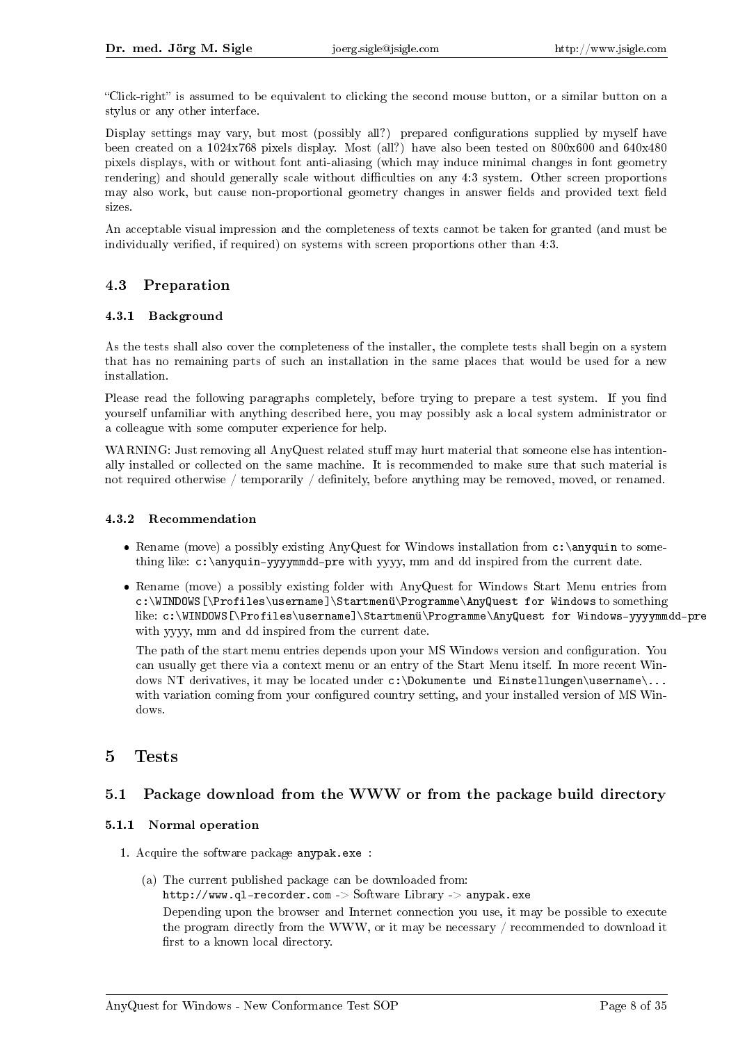"Click-right" is assumed to be equivalent to clicking the second mouse button, or a similar button on a stylus or any other interface.

Display settings may vary, but most (possibly all?) prepared configurations supplied by myself have been created on a 1024x768 pixels display. Most (all?) have also been tested on 800x600 and 640x480 pixels displays, with or without font anti-aliasing (which may induce minimal changes in font geometry rendering) and should generally scale without difficulties on any 4:3 system. Other screen proportions may also work, but cause non-proportional geometry changes in answer fields and provided text field sizes.

An acceptable visual impression and the completeness of texts cannot be taken for granted (and must be individually verified, if required) on systems with screen proportions other than 4:3.

### 4.3 Preparation

#### 4.3.1 Background

As the tests shall also cover the completeness of the installer, the complete tests shall begin on a system that has no remaining parts of such an installation in the same places that would be used for a new installation.

Please read the following paragraphs completely, before trying to prepare a test system. If you find yourself unfamiliar with anything described here, you may possibly ask a local system administrator or a colleague with some computer experience for help.

WARNING: Just removing all AnyQuest related stuff may hurt material that someone else has intentionally installed or collected on the same machine. It is recommended to make sure that such material is not required otherwise / temporarily / definitely, before anything may be removed, moved, or renamed.

#### 4.3.2 Recommendation

- Rename (move) a possibly existing AnyQuest for Windows installation from `c:\anyquin` to something like: `c:\anyquin-yyyymmdd-pre` with yyyy, mm and dd inspired from the current date.
- Rename (move) a possibly existing folder with AnyQuest for Windows Start Menu entries from `c:\WINDOWS[\Profiles\username]\Startmenü\Programme\AnyQuest for Windows` to something like: `c:\WINDOWS[\Profiles\username]\Startmenü\Programme\AnyQuest for Windows-yyyymmdd-pre` with yyyy, mm and dd inspired from the current date.

  The path of the start menu entries depends upon your MS Windows version and configuration. You can usually get there via a context menu or an entry of the Start Menu itself. In more recent Windows NT derivatives, it may be located under `c:\Dokumente und Einstellungen\username\...` with variation coming from your configured country setting, and your installed version of MS Windows.

## 5 Tests

### 5.1 Package download from the WWW or from the package build directory

#### 5.1.1 Normal operation

1. Acquire the software package `anypak.exe` :

   (a) The current published package can be downloaded from:
   `http://www.ql-recorder.com` -> Software Library -> `anypak.exe`
   Depending upon the browser and Internet connection you use, it may be possible to execute the program directly from the WWW, or it may be necessary / recommended to download it first to a known local directory.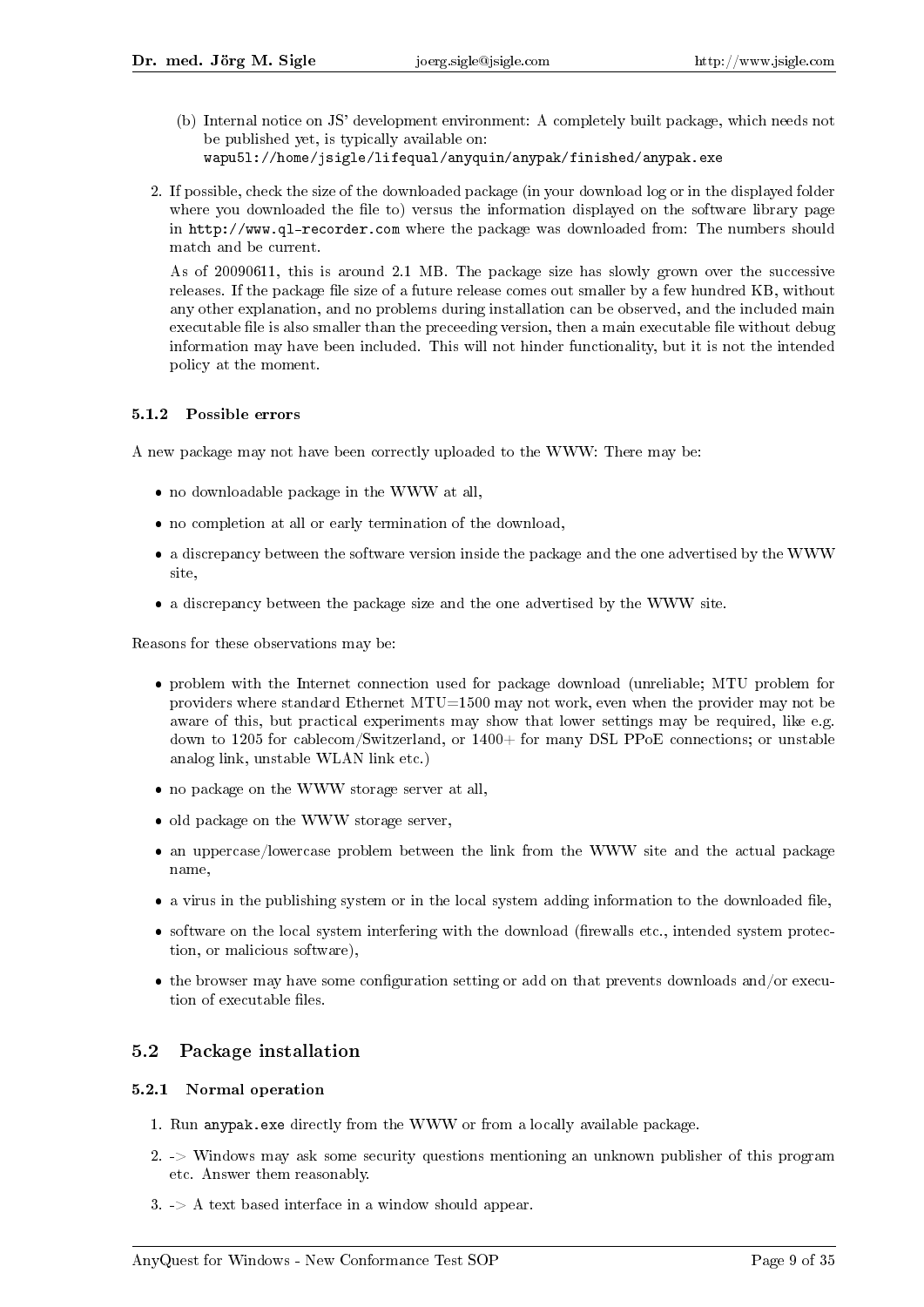(b) Internal notice on JS' development environment: A completely built package, which needs not be published yet, is typically available on:
   `wapu5l://home/jsigle/lifequal/anyquin/anypak/finished/anypak.exe`

2. If possible, check the size of the downloaded package (in your download log or in the displayed folder where you downloaded the file to) versus the information displayed on the software library page in `http://www.ql-recorder.com` where the package was downloaded from: The numbers should match and be current.

   As of 20090611, this is around 2.1 MB. The package size has slowly grown over the successive releases. If the package file size of a future release comes out smaller by a few hundred KB, without any other explanation, and no problems during installation can be observed, and the included main executable file is also smaller than the preceeding version, then a main executable file without debug information may have been included. This will not hinder functionality, but it is not the intended policy at the moment.

### 5.1.2 Possible errors

A new package may not have been correctly uploaded to the WWW: There may be:

- no downloadable package in the WWW at all,
- no completion at all or early termination of the download,
- a discrepancy between the software version inside the package and the one advertised by the WWW site,
- a discrepancy between the package size and the one advertised by the WWW site.

Reasons for these observations may be:

- problem with the Internet connection used for package download (unreliable; MTU problem for providers where standard Ethernet MTU=1500 may not work, even when the provider may not be aware of this, but practical experiments may show that lower settings may be required, like e.g. down to 1205 for cablecom/Switzerland, or 1400+ for many DSL PPoE connections; or unstable analog link, unstable WLAN link etc.)
- no package on the WWW storage server at all,
- old package on the WWW storage server,
- an uppercase/lowercase problem between the link from the WWW site and the actual package name,
- a virus in the publishing system or in the local system adding information to the downloaded file,
- software on the local system interfering with the download (firewalls etc., intended system protection, or malicious software),
- the browser may have some configuration setting or add on that prevents downloads and/or execution of executable files.

## 5.2 Package installation

### 5.2.1 Normal operation

1. Run `anypak.exe` directly from the WWW or from a locally available package.
2. -> Windows may ask some security questions mentioning an unknown publisher of this program etc. Answer them reasonably.
3. -> A text based interface in a window should appear.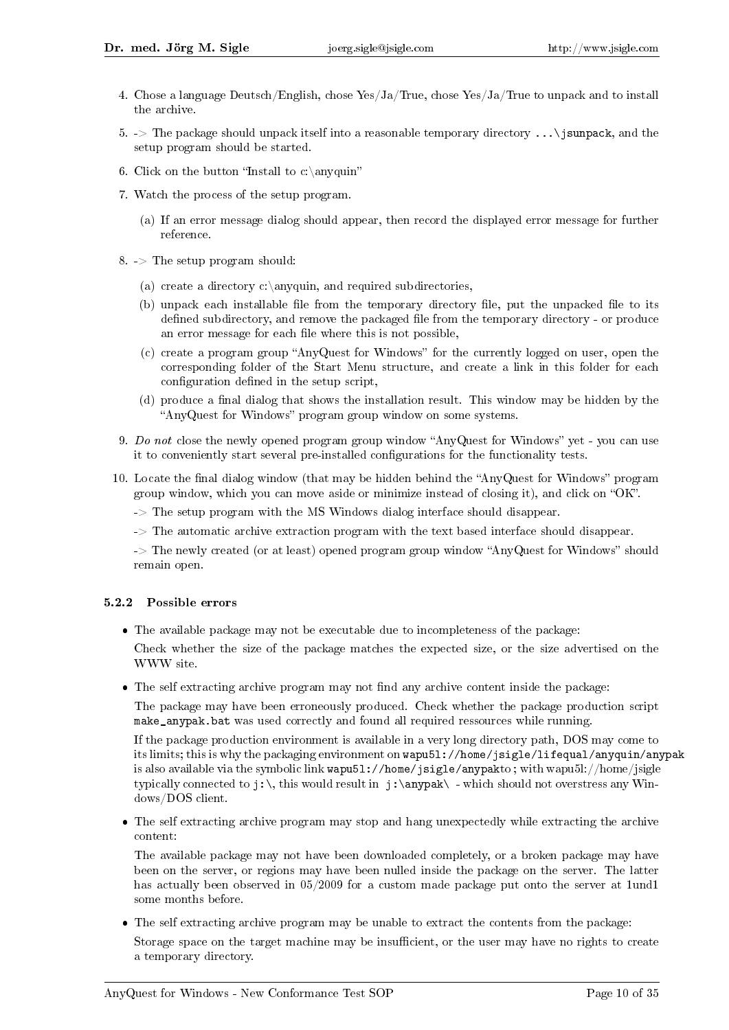4. Chose a language Deutsch/English, chose Yes/Ja/True, chose Yes/Ja/True to unpack and to install the archive.
5. -> The package should unpack itself into a reasonable temporary directory `...\jsunpack`, and the setup program should be started.
6. Click on the button "Install to c:\anyquin"
7. Watch the process of the setup program.
   (a) If an error message dialog should appear, then record the displayed error message for further reference.
8. -> The setup program should:
   (a) create a directory c:\anyquin, and required subdirectories,
   (b) unpack each installable file from the temporary directory file, put the unpacked file to its defined subdirectory, and remove the packaged file from the temporary directory - or produce an error message for each file where this is not possible,
   (c) create a program group "AnyQuest for Windows" for the currently logged on user, open the corresponding folder of the Start Menu structure, and create a link in this folder for each configuration defined in the setup script,
   (d) produce a final dialog that shows the installation result. This window may be hidden by the "AnyQuest for Windows" program group window on some systems.
9. *Do not* close the newly opened program group window "AnyQuest for Windows" yet - you can use it to conveniently start several pre-installed configurations for the functionality tests.
10. Locate the final dialog window (that may be hidden behind the "AnyQuest for Windows" program group window, which you can move aside or minimize instead of closing it), and click on "OK".

    -> The setup program with the MS Windows dialog interface should disappear.

    -> The automatic archive extraction program with the text based interface should disappear.

    -> The newly created (or at least) opened program group window "AnyQuest for Windows" should remain open.

### 5.2.2 Possible errors

- The available package may not be executable due to incompleteness of the package:

  Check whether the size of the package matches the expected size, or the size advertised on the WWW site.

- The self extracting archive program may not find any archive content inside the package:

  The package may have been erroneously produced. Check whether the package production script `make_anypak.bat` was used correctly and found all required ressources while running.

  If the package production environment is available in a very long directory path, DOS may come to its limits; this is why the packaging environment on `wapu5l://home/jsigle/lifequal/anyquin/anypak` is also available via the symbolic link `wapu5l://home/jsigle/anypak`to; with wapu5l://home/jsigle typically connected to `j:\`, this would result in `j:\anypak\` - which should not overstress any Windows/DOS client.

- The self extracting archive program may stop and hang unexpectedly while extracting the archive content:

  The available package may not have been downloaded completely, or a broken package may have been on the server, or regions may have been nulled inside the package on the server. The latter has actually been observed in 05/2009 for a custom made package put onto the server at 1und1 some months before.

- The self extracting archive program may be unable to extract the contents from the package:

  Storage space on the target machine may be insufficient, or the user may have no rights to create a temporary directory.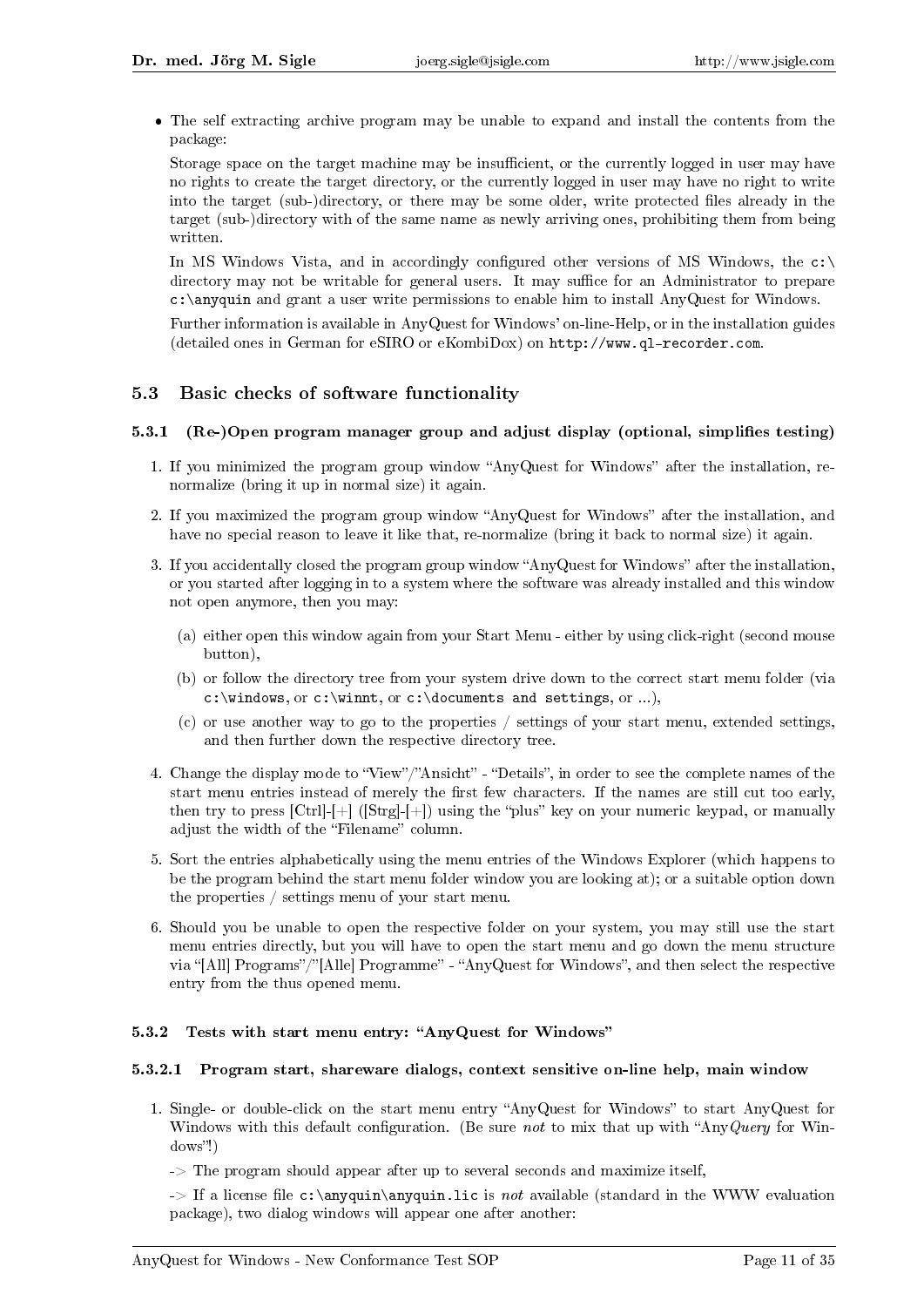- The self extracting archive program may be unable to expand and install the contents from the package:

  Storage space on the target machine may be insufficient, or the currently logged in user may have no rights to create the target directory, or the currently logged in user may have no right to write into the target (sub-)directory, or there may be some older, write protected files already in the target (sub-)directory with of the same name as newly arriving ones, prohibiting them from being written.

  In MS Windows Vista, and in accordingly configured other versions of MS Windows, the `c:\` directory may not be writable for general users. It may suffice for an Administrator to prepare `c:\anyquin` and grant a user write permissions to enable him to install AnyQuest for Windows.

  Further information is available in AnyQuest for Windows' on-line-Help, or in the installation guides (detailed ones in German for eSIRO or eKombiDox) on `http://www.ql-recorder.com`.

## 5.3 Basic checks of software functionality

### 5.3.1 (Re-)Open program manager group and adjust display (optional, simplifies testing)

1. If you minimized the program group window "AnyQuest for Windows" after the installation, re-normalize (bring it up in normal size) it again.
2. If you maximized the program group window "AnyQuest for Windows" after the installation, and have no special reason to leave it like that, re-normalize (bring it back to normal size) it again.
3. If you accidentally closed the program group window "AnyQuest for Windows" after the installation, or you started after logging in to a system where the software was already installed and this window not open anymore, then you may:
   (a) either open this window again from your Start Menu - either by using click-right (second mouse button),
   (b) or follow the directory tree from your system drive down to the correct start menu folder (via `c:\windows`, or `c:\winnt`, or `c:\documents and settings`, or ...),
   (c) or use another way to go to the properties / settings of your start menu, extended settings, and then further down the respective directory tree.
4. Change the display mode to "View"/"Ansicht" - "Details", in order to see the complete names of the start menu entries instead of merely the first few characters. If the names are still cut too early, then try to press [Ctrl]-[+] ([Strg]-[+]) using the "plus" key on your numeric keypad, or manually adjust the width of the "Filename" column.
5. Sort the entries alphabetically using the menu entries of the Windows Explorer (which happens to be the program behind the start menu folder window you are looking at); or a suitable option down the properties / settings menu of your start menu.
6. Should you be unable to open the respective folder on your system, you may still use the start menu entries directly, but you will have to open the start menu and go down the menu structure via "[All] Programs"/"[Alle] Programme" - "AnyQuest for Windows", and then select the respective entry from the thus opened menu.

### 5.3.2 Tests with start menu entry: "AnyQuest for Windows"

#### 5.3.2.1 Program start, shareware dialogs, context sensitive on-line help, main window

1. Single- or double-click on the start menu entry "AnyQuest for Windows" to start AnyQuest for Windows with this default configuration. (Be sure *not* to mix that up with "Any*Query* for Windows"!)

   -> The program should appear after up to several seconds and maximize itself,

   -> If a license file `c:\anyquin\anyquin.lic` is *not* available (standard in the WWW evaluation package), two dialog windows will appear one after another: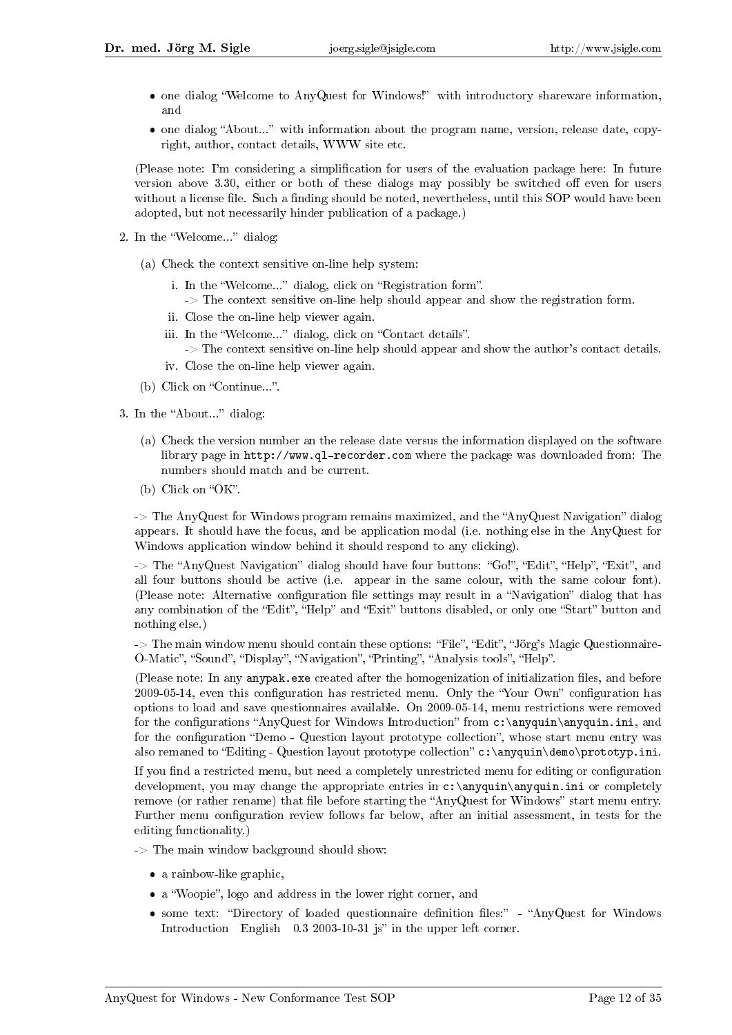- one dialog "Welcome to AnyQuest for Windows!" with introductory shareware information, and
- one dialog "About..." with information about the program name, version, release date, copyright, author, contact details, WWW site etc.

(Please note: I'm considering a simplification for users of the evaluation package here: In future version above 3.30, either or both of these dialogs may possibly be switched off even for users without a license file. Such a finding should be noted, nevertheless, until this SOP would have been adopted, but not necessarily hinder publication of a package.)

2. In the "Welcome..." dialog:

   (a) Check the context sensitive on-line help system:

      i. In the "Welcome..." dialog, click on "Registration form".
      -> The context sensitive on-line help should appear and show the registration form.

      ii. Close the on-line help viewer again.

      iii. In the "Welcome..." dialog, click on "Contact details".
      -> The context sensitive on-line help should appear and show the author's contact details.

      iv. Close the on-line help viewer again.

   (b) Click on "Continue...".

3. In the "About..." dialog:

   (a) Check the version number an the release date versus the information displayed on the software library page in `http://www.ql-recorder.com` where the package was downloaded from: The numbers should match and be current.

   (b) Click on "OK".

-> The AnyQuest for Windows program remains maximized, and the "AnyQuest Navigation" dialog appears. It should have the focus, and be application modal (i.e. nothing else in the AnyQuest for Windows application window behind it should respond to any clicking).

-> The "AnyQuest Navigation" dialog should have four buttons: "Go!", "Edit", "Help", "Exit", and all four buttons should be active (i.e. appear in the same colour, with the same colour font). (Please note: Alternative configuration file settings may result in a "Navigation" dialog that has any combination of the "Edit", "Help" and "Exit" buttons disabled, or only one "Start" button and nothing else.)

-> The main window menu should contain these options: "File", "Edit", "Jörg's Magic Questionnaire-O-Matic", "Sound", "Display", "Navigation", "Printing", "Analysis tools", "Help".

(Please note: In any `anypak.exe` created after the homogenization of initialization files, and before 2009-05-14, even this configuration has restricted menu. Only the "Your Own" configuration has options to load and save questionnaires available. On 2009-05-14, menu restrictions were removed for the configurations "AnyQuest for Windows Introduction" from `c:\anyquin\anyquin.ini`, and for the configuration "Demo - Question layout prototype collection", whose start menu entry was also remaned to "Editing - Question layout prototype collection" `c:\anyquin\demo\prototyp.ini`.

If you find a restricted menu, but need a completely unrestricted menu for editing or configuration development, you may change the appropriate entries in `c:\anyquin\anyquin.ini` or completely remove (or rather rename) that file before starting the "AnyQuest for Windows" start menu entry. Further menu configuration review follows far below, after an initial assessment, in tests for the editing functionality.)

-> The main window background should show:

- a rainbow-like graphic,
- a "Woopie", logo and address in the lower right corner, and
- some text: "Directory of loaded questionnaire definition files:" - "AnyQuest for Windows Introduction English 0.3 2003-10-31 js" in the upper left corner.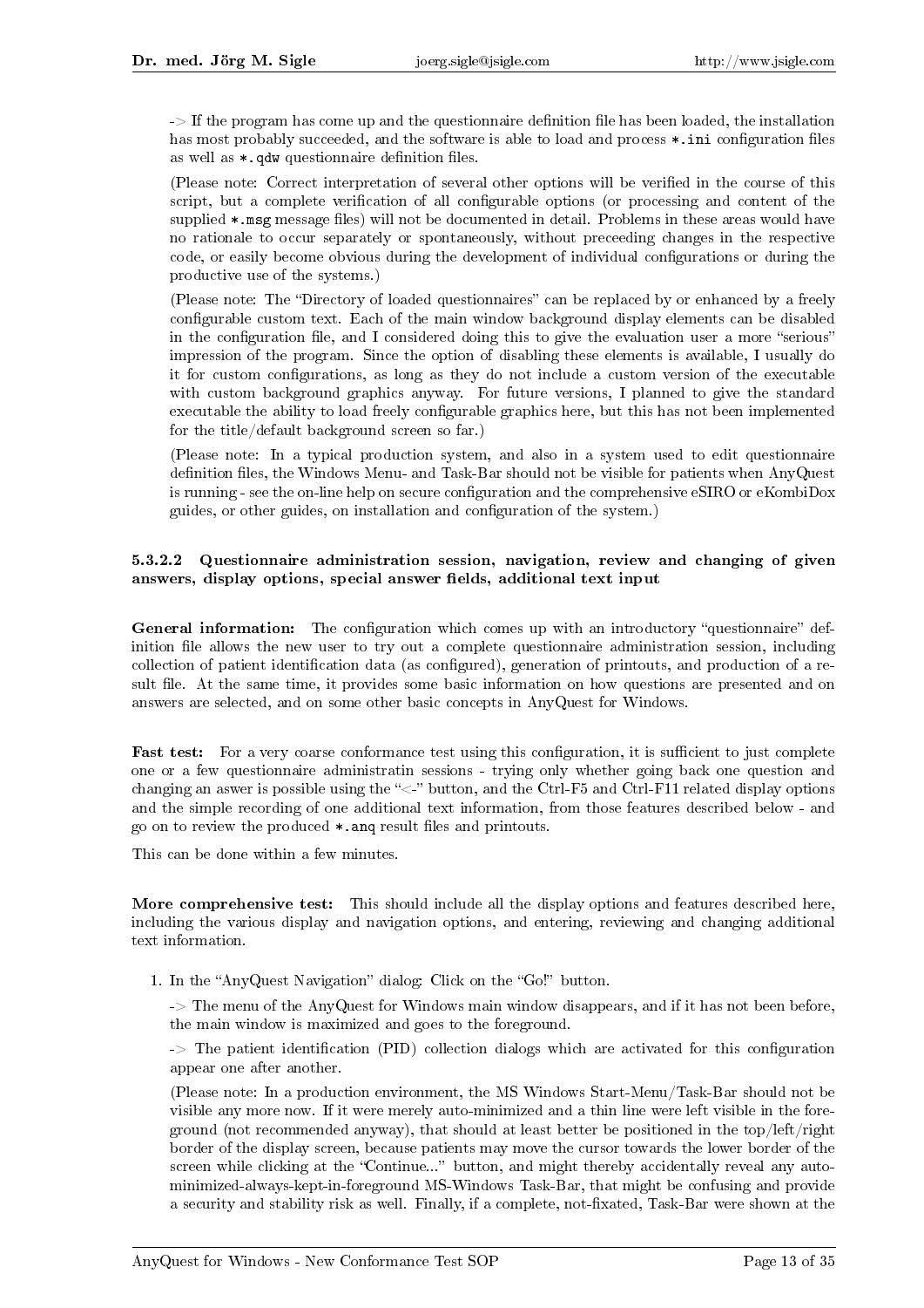-> If the program has come up and the questionnaire definition file has been loaded, the installation has most probably succeeded, and the software is able to load and process `*.ini` configuration files as well as `*.qdw` questionnaire definition files.

(Please note: Correct interpretation of several other options will be verified in the course of this script, but a complete verification of all configurable options (or processing and content of the supplied `*.msg` message files) will not be documented in detail. Problems in these areas would have no rationale to occur separately or spontaneously, without preceeding changes in the respective code, or easily become obvious during the development of individual configurations or during the productive use of the systems.)

(Please note: The "Directory of loaded questionnaires" can be replaced by or enhanced by a freely configurable custom text. Each of the main window background display elements can be disabled in the configuration file, and I considered doing this to give the evaluation user a more "serious" impression of the program. Since the option of disabling these elements is available, I usually do it for custom configurations, as long as they do not include a custom version of the executable with custom background graphics anyway. For future versions, I planned to give the standard executable the ability to load freely configurable graphics here, but this has not been implemented for the title/default background screen so far.)

(Please note: In a typical production system, and also in a system used to edit questionnaire definition files, the Windows Menu- and Task-Bar should not be visible for patients when AnyQuest is running - see the on-line help on secure configuration and the comprehensive eSIRO or eKombiDox guides, or other guides, on installation and configuration of the system.)

#### 5.3.2.2 Questionnaire administration session, navigation, review and changing of given answers, display options, special answer fields, additional text input

**General information:** The configuration which comes up with an introductory "questionnaire" definition file allows the new user to try out a complete questionnaire administration session, including collection of patient identification data (as configured), generation of printouts, and production of a result file. At the same time, it provides some basic information on how questions are presented and on answers are selected, and on some other basic concepts in AnyQuest for Windows.

**Fast test:** For a very coarse conformance test using this configuration, it is sufficient to just complete one or a few questionnaire administratin sessions - trying only whether going back one question and changing an aswer is possible using the "<-" button, and the Ctrl-F5 and Ctrl-F11 related display options and the simple recording of one additional text information, from those features described below - and go on to review the produced `*.anq` result files and printouts.

This can be done within a few minutes.

**More comprehensive test:** This should include all the display options and features described here, including the various display and navigation options, and entering, reviewing and changing additional text information.

1. In the "AnyQuest Navigation" dialog: Click on the "Go!" button.

   -> The menu of the AnyQuest for Windows main window disappears, and if it has not been before, the main window is maximized and goes to the foreground.

   -> The patient identification (PID) collection dialogs which are activated for this configuration appear one after another.

   (Please note: In a production environment, the MS Windows Start-Menu/Task-Bar should not be visible any more now. If it were merely auto-minimized and a thin line were left visible in the foreground (not recommended anyway), that should at least better be positioned in the top/left/right border of the display screen, because patients may move the cursor towards the lower border of the screen while clicking at the "Continue..." button, and might thereby accidentally reveal any auto-minimized-always-kept-in-foreground MS-Windows Task-Bar, that might be confusing and provide a security and stability risk as well. Finally, if a complete, not-fixated, Task-Bar were shown at the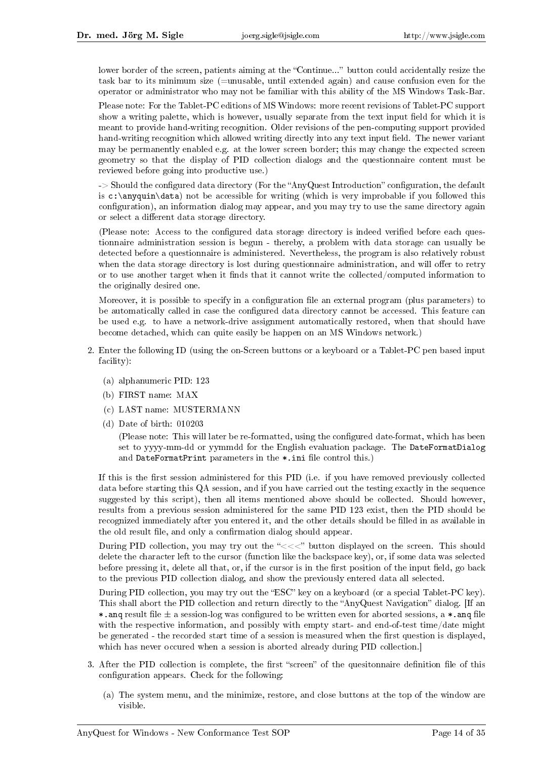lower border of the screen, patients aiming at the "Continue..." button could accidentally resize the task bar to its minimum size (=unusable, until extended again) and cause confusion even for the operator or administrator who may not be familiar with this ability of the MS Windows Task-Bar.

Please note: For the Tablet-PC editions of MS Windows: more recent revisions of Tablet-PC support show a writing palette, which is however, usually separate from the text input field for which it is meant to provide hand-writing recognition. Older revisions of the pen-computing support provided hand-writing recognition which allowed writing directly into any text input field. The newer variant may be permanently enabled e.g. at the lower screen border; this may change the expected screen geometry so that the display of PID collection dialogs and the questionnaire content must be reviewed before going into productive use.)

-> Should the configured data directory (For the "AnyQuest Introduction" configuration, the default is `c:\anyquin\data`) not be accessible for writing (which is very improbable if you followed this configuration), an information dialog may appear, and you may try to use the same directory again or select a different data storage directory.

(Please note: Access to the configured data storage directory is indeed verified before each questionnaire administration session is begun - thereby, a problem with data storage can usually be detected before a questionnaire is administered. Nevertheless, the program is also relatively robust when the data storage directory is lost during questionnaire administration, and will offer to retry or to use another target when it finds that it cannot write the collected/computed information to the originally desired one.

Moreover, it is possible to specify in a configuration file an external program (plus parameters) to be automatically called in case the configured data directory cannot be accessed. This feature can be used e.g. to have a network-drive assignment automatically restored, when that should have become detached, which can quite easily be happen on an MS Windows network.)

2. Enter the following ID (using the on-Screen buttons or a keyboard or a Tablet-PC pen based input facility):

   (a) alphanumeric PID: 123

   (b) FIRST name: MAX

   (c) LAST name: MUSTERMANN

   (d) Date of birth: 010203

   (Please note: This will later be re-formatted, using the configured date-format, which has been set to yyyy-mm-dd or yymmdd for the English evaluation package. The `DateFormatDialog` and `DateFormatPrint` parameters in the `*.ini` file control this.)

   If this is the first session administered for this PID (i.e. if you have removed previously collected data before starting this QA session, and if you have carried out the testing exactly in the sequence suggested by this script), then all items mentioned above should be collected. Should however, results from a previous session administered for the same PID 123 exist, then the PID should be recognized immediately after you entered it, and the other details should be filled in as available in the old result file, and only a confirmation dialog should appear.

   During PID collection, you may try out the "<<<" button displayed on the screen. This should delete the character left to the cursor (function like the backspace key), or, if some data was selected before pressing it, delete all that, or, if the cursor is in the first position of the input field, go back to the previous PID collection dialog, and show the previously entered data all selected.

   During PID collection, you may try out the "ESC" key on a keyboard (or a special Tablet-PC key). This shall abort the PID collection and return directly to the "AnyQuest Navigation" dialog. [If an `*.anq` result file ± a session-log was configured to be written even for aborted sessions, a `*.anq` file with the respective information, and possibly with empty start- and end-of-test time/date might be generated - the recorded start time of a session is measured when the first question is displayed, which has never occured when a session is aborted already during PID collection.]

3. After the PID collection is complete, the first "screen" of the quesitonnaire definition file of this configuration appears. Check for the following:

   (a) The system menu, and the minimize, restore, and close buttons at the top of the window are visible.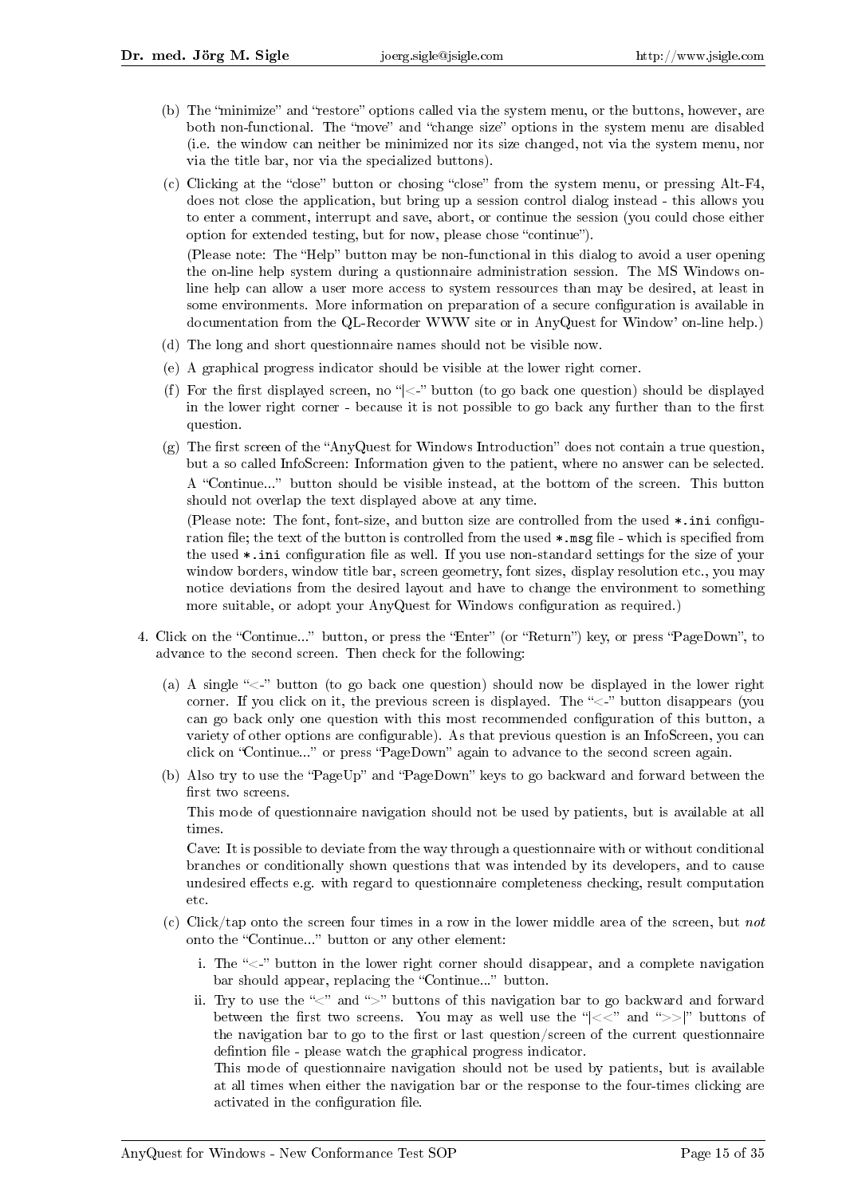(b) The "minimize" and "restore" options called via the system menu, or the buttons, however, are both non-functional. The "move" and "change size" options in the system menu are disabled (i.e. the window can neither be minimized nor its size changed, not via the system menu, nor via the title bar, nor via the specialized buttons).

(c) Clicking at the "close" button or chosing "close" from the system menu, or pressing Alt-F4, does not close the application, but bring up a session control dialog instead - this allows you to enter a comment, interrupt and save, abort, or continue the session (you could chose either option for extended testing, but for now, please chose "continue").

(Please note: The "Help" button may be non-functional in this dialog to avoid a user opening the on-line help system during a qustionnaire administration session. The MS Windows on-line help can allow a user more access to system ressources than may be desired, at least in some environments. More information on preparation of a secure configuration is available in documentation from the QL-Recorder WWW site or in AnyQuest for Window' on-line help.)

(d) The long and short questionnaire names should not be visible now.

(e) A graphical progress indicator should be visible at the lower right corner.

(f) For the first displayed screen, no "|<-" button (to go back one question) should be displayed in the lower right corner - because it is not possible to go back any further than to the first question.

(g) The first screen of the "AnyQuest for Windows Introduction" does not contain a true question, but a so called InfoScreen: Information given to the patient, where no answer can be selected. A "Continue..." button should be visible instead, at the bottom of the screen. This button should not overlap the text displayed above at any time.

(Please note: The font, font-size, and button size are controlled from the used `*.ini` configuration file; the text of the button is controlled from the used `*.msg` file - which is specified from the used `*.ini` configuration file as well. If you use non-standard settings for the size of your window borders, window title bar, screen geometry, font sizes, display resolution etc., you may notice deviations from the desired layout and have to change the environment to something more suitable, or adopt your AnyQuest for Windows configuration as required.)

4. Click on the "Continue..." button, or press the "Enter" (or "Return") key, or press "PageDown", to advance to the second screen. Then check for the following:

   (a) A single "<-" button (to go back one question) should now be displayed in the lower right corner. If you click on it, the previous screen is displayed. The "<-" button disappears (you can go back only one question with this most recommended configuration of this button, a variety of other options are configurable). As that previous question is an InfoScreen, you can click on "Continue..." or press "PageDown" again to advance to the second screen again.

   (b) Also try to use the "PageUp" and "PageDown" keys to go backward and forward between the first two screens.

   This mode of questionnaire navigation should not be used by patients, but is available at all times.

   Cave: It is possible to deviate from the way through a questionnaire with or without conditional branches or conditionally shown questions that was intended by its developers, and to cause undesired effects e.g. with regard to questionnaire completeness checking, result computation etc.

   (c) Click/tap onto the screen four times in a row in the lower middle area of the screen, but *not* onto the "Continue..." button or any other element:

      i. The "<-" button in the lower right corner should disappear, and a complete navigation bar should appear, replacing the "Continue..." button.

      ii. Try to use the "<" and ">" buttons of this navigation bar to go backward and forward between the first two screens. You may as well use the "|<<" and ">>|" buttons of the navigation bar to go to the first or last question/screen of the current questionnaire defintion file - please watch the graphical progress indicator.

      This mode of questionnaire navigation should not be used by patients, but is available at all times when either the navigation bar or the response to the four-times clicking are activated in the configuration file.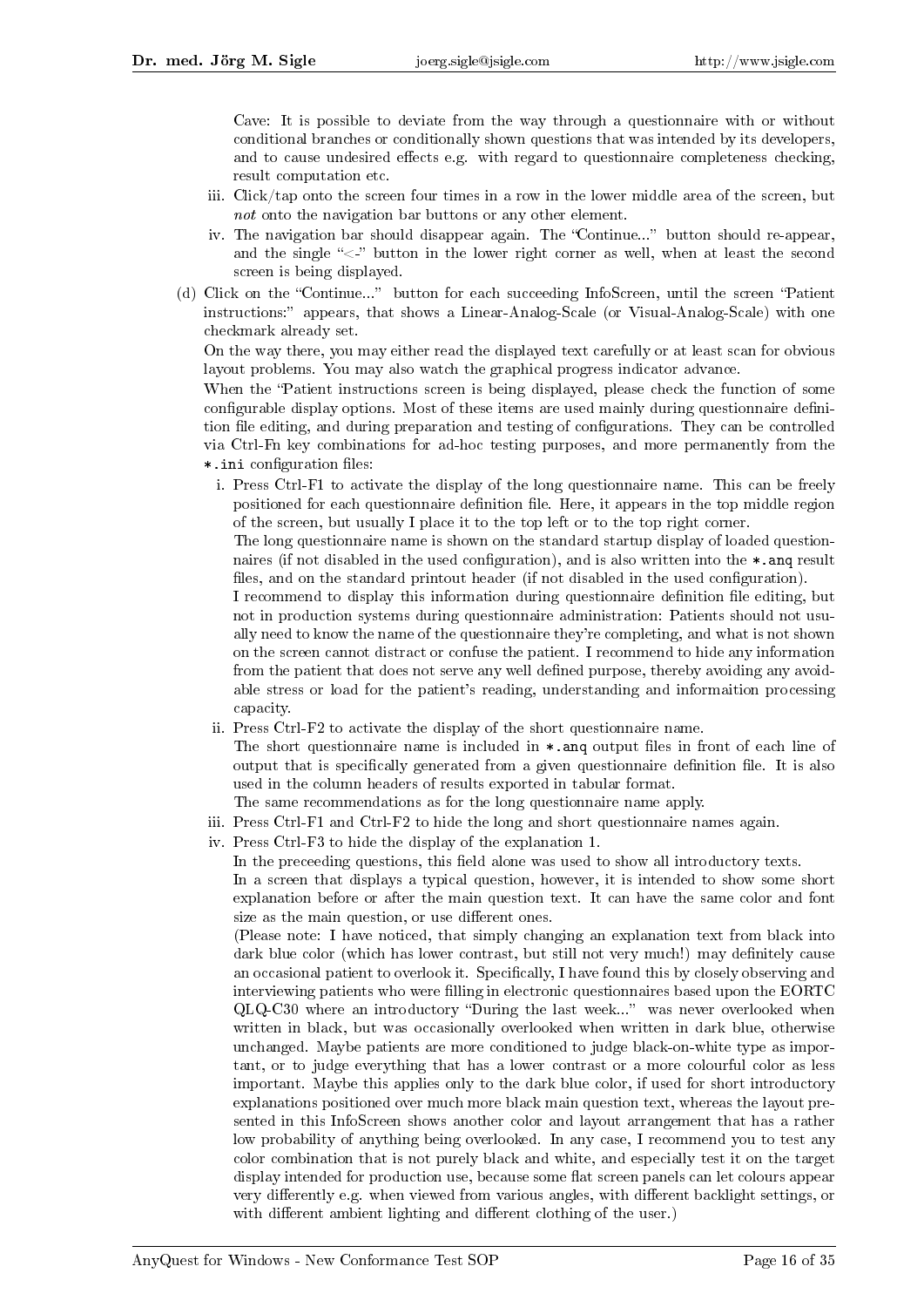Cave: It is possible to deviate from the way through a questionnaire with or without conditional branches or conditionally shown questions that was intended by its developers, and to cause undesired effects e.g. with regard to questionnaire completeness checking, result computation etc.

iii. Click/tap onto the screen four times in a row in the lower middle area of the screen, but *not* onto the navigation bar buttons or any other element.

iv. The navigation bar should disappear again. The "Continue..." button should re-appear, and the single "<-" button in the lower right corner as well, when at least the second screen is being displayed.

(d) Click on the "Continue..." button for each succeeding InfoScreen, until the screen "Patient instructions:" appears, that shows a Linear-Analog-Scale (or Visual-Analog-Scale) with one checkmark already set.

On the way there, you may either read the displayed text carefully or at least scan for obvious layout problems. You may also watch the graphical progress indicator advance.

When the "Patient instructions screen is being displayed, please check the function of some configurable display options. Most of these items are used mainly during questionnaire definition file editing, and during preparation and testing of configurations. They can be controlled via Ctrl-Fn key combinations for ad-hoc testing purposes, and more permanently from the `*.ini` configuration files:

i. Press Ctrl-F1 to activate the display of the long questionnaire name. This can be freely positioned for each questionnaire definition file. Here, it appears in the top middle region of the screen, but usually I place it to the top left or to the top right corner.
The long questionnaire name is shown on the standard startup display of loaded questionnaires (if not disabled in the used configuration), and is also written into the `*.anq` result files, and on the standard printout header (if not disabled in the used configuration).
I recommend to display this information during questionnaire definition file editing, but not in production systems during questionnaire administration: Patients should not usually need to know the name of the questionnaire they're completing, and what is not shown on the screen cannot distract or confuse the patient. I recommend to hide any information from the patient that does not serve any well defined purpose, thereby avoiding any avoidable stress or load for the patient's reading, understanding and informaition processing capacity.

ii. Press Ctrl-F2 to activate the display of the short questionnaire name.
The short questionnaire name is included in `*.anq` output files in front of each line of output that is specifically generated from a given questionnaire definition file. It is also used in the column headers of results exported in tabular format.
The same recommendations as for the long questionnaire name apply.

iii. Press Ctrl-F1 and Ctrl-F2 to hide the long and short questionnaire names again.

iv. Press Ctrl-F3 to hide the display of the explanation 1.
In the preceeding questions, this field alone was used to show all introductory texts.
In a screen that displays a typical question, however, it is intended to show some short explanation before or after the main question text. It can have the same color and font size as the main question, or use different ones.
(Please note: I have noticed, that simply changing an explanation text from black into dark blue color (which has lower contrast, but still not very much!) may definitely cause an occasional patient to overlook it. Specifically, I have found this by closely observing and interviewing patients who were filling in electronic questionnaires based upon the EORTC QLQ-C30 where an introductory "During the last week..." was never overlooked when written in black, but was occasionally overlooked when written in dark blue, otherwise unchanged. Maybe patients are more conditioned to judge black-on-white type as important, or to judge everything that has a lower contrast or a more colourful color as less important. Maybe this applies only to the dark blue color, if used for short introductory explanations positioned over much more black main question text, whereas the layout presented in this InfoScreen shows another color and layout arrangement that has a rather low probability of anything being overlooked. In any case, I recommend you to test any color combination that is not purely black and white, and especially test it on the target display intended for production use, because some flat screen panels can let colours appear very differently e.g. when viewed from various angles, with different backlight settings, or with different ambient lighting and different clothing of the user.)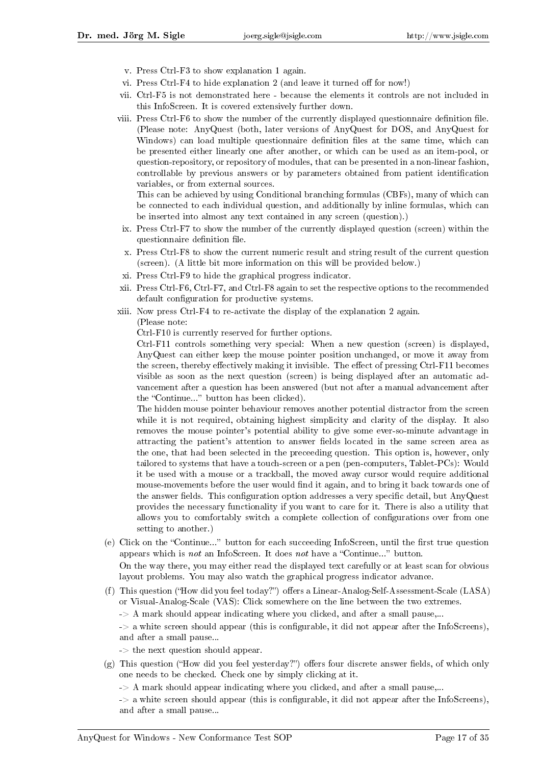v. Press Ctrl-F3 to show explanation 1 again.

vi. Press Ctrl-F4 to hide explanation 2 (and leave it turned off for now!)

vii. Ctrl-F5 is not demonstrated here - because the elements it controls are not included in this InfoScreen. It is covered extensively further down.

viii. Press Ctrl-F6 to show the number of the currently displayed questionnaire definition file. (Please note: AnyQuest (both, later versions of AnyQuest for DOS, and AnyQuest for Windows) can load multiple questionnaire definition files at the same time, which can be presented either linearly one after another, or which can be used as an item-pool, or question-repository, or repository of modules, that can be presented in a non-linear fashion, controllable by previous answers or by parameters obtained from patient identification variables, or from external sources.

   This can be achieved by using Conditional branching formulas (CBFs), many of which can be connected to each individual question, and additionally by inline formulas, which can be inserted into almost any text contained in any screen (question).)

ix. Press Ctrl-F7 to show the number of the currently displayed question (screen) within the questionnaire definition file.

x. Press Ctrl-F8 to show the current numeric result and string result of the current question (screen). (A little bit more information on this will be provided below.)

xi. Press Ctrl-F9 to hide the graphical progress indicator.

xii. Press Ctrl-F6, Ctrl-F7, and Ctrl-F8 again to set the respective options to the recommended default configuration for productive systems.

xiii. Now press Ctrl-F4 to re-activate the display of the explanation 2 again.

   (Please note:

   Ctrl-F10 is currently reserved for further options.

   Ctrl-F11 controls something very special: When a new question (screen) is displayed, AnyQuest can either keep the mouse pointer position unchanged, or move it away from the screen, thereby effectively making it invisible. The effect of pressing Ctrl-F11 becomes visible as soon as the next question (screen) is being displayed after an automatic advancement after a question has been answered (but not after a manual advancement after the "Continue..." button has been clicked).

   The hidden mouse pointer behaviour removes another potential distractor from the screen while it is not required, obtaining highest simplicity and clarity of the display. It also removes the mouse pointer's potential ability to give some ever-so-minute advantage in attracting the patient's attention to answer fields located in the same screen area as the one, that had been selected in the preceeding question. This option is, however, only tailored to systems that have a touch-screen or a pen (pen-computers, Tablet-PCs): Would it be used with a mouse or a trackball, the moved away cursor would require additional mouse-movements before the user would find it again, and to bring it back towards one of the answer fields. This configuration option addresses a very specific detail, but AnyQuest provides the necessary functionality if you want to care for it. There is also a utility that allows you to comfortably switch a complete collection of configurations over from one setting to another.)

(e) Click on the "Continue..." button for each succeeding InfoScreen, until the first true question appears which is *not* an InfoScreen. It does *not* have a "Continue..." button.

   On the way there, you may either read the displayed text carefully or at least scan for obvious layout problems. You may also watch the graphical progress indicator advance.

(f) This question ("How did you feel today?") offers a Linear-Analog-Self-Assessment-Scale (LASA) or Visual-Analog-Scale (VAS): Click somewhere on the line between the two extremes.

   -> A mark should appear indicating where you clicked, and after a small pause,...

   -> a white screen should appear (this is configurable, it did not appear after the InfoScreens), and after a small pause...

   -> the next question should appear.

(g) This question ("How did you feel yesterday?") offers four discrete answer fields, of which only one needs to be checked. Check one by simply clicking at it.

   -> A mark should appear indicating where you clicked, and after a small pause,...

   -> a white screen should appear (this is configurable, it did not appear after the InfoScreens), and after a small pause...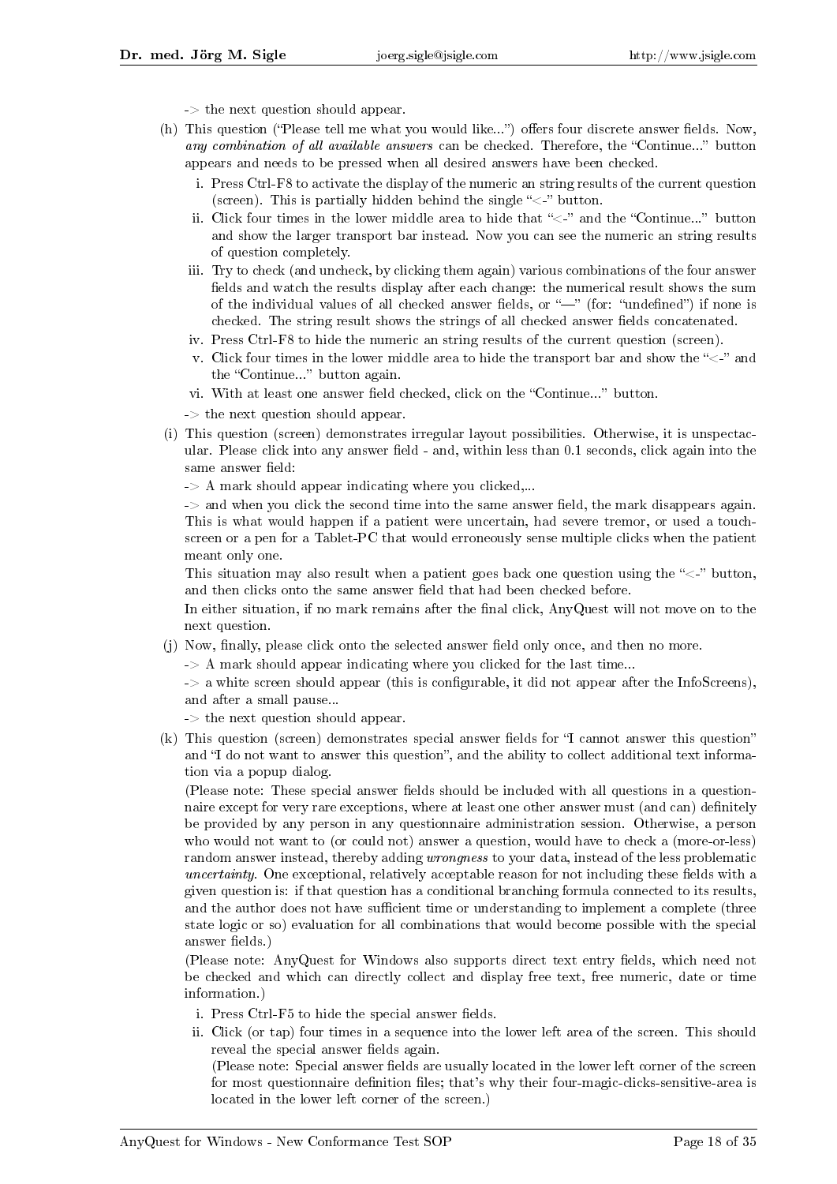-> the next question should appear.

(h) This question ("Please tell me what you would like...") offers four discrete answer fields. Now, *any combination of all available answers* can be checked. Therefore, the "Continue..." button appears and needs to be pressed when all desired answers have been checked.

   i. Press Ctrl-F8 to activate the display of the numeric an string results of the current question (screen). This is partially hidden behind the single "<-" button.
   ii. Click four times in the lower middle area to hide that "<-" and the "Continue..." button and show the larger transport bar instead. Now you can see the numeric an string results of question completely.
   iii. Try to check (and uncheck, by clicking them again) various combinations of the four answer fields and watch the results display after each change: the numerical result shows the sum of the individual values of all checked answer fields, or "—" (for: "undefined") if none is checked. The string result shows the strings of all checked answer fields concatenated.
   iv. Press Ctrl-F8 to hide the numeric an string results of the current question (screen).
   v. Click four times in the lower middle area to hide the transport bar and show the "<-" and the "Continue..." button again.
   vi. With at least one answer field checked, click on the "Continue..." button.

   -> the next question should appear.

(i) This question (screen) demonstrates irregular layout possibilities. Otherwise, it is unspectacular. Please click into any answer field - and, within less than 0.1 seconds, click again into the same answer field:

   -> A mark should appear indicating where you clicked,...

   -> and when you click the second time into the same answer field, the mark disappears again. This is what would happen if a patient were uncertain, had severe tremor, or used a touch-screen or a pen for a Tablet-PC that would erroneously sense multiple clicks when the patient meant only one.

   This situation may also result when a patient goes back one question using the "<-" button, and then clicks onto the same answer field that had been checked before.

   In either situation, if no mark remains after the final click, AnyQuest will not move on to the next question.

(j) Now, finally, please click onto the selected answer field only once, and then no more.

   -> A mark should appear indicating where you clicked for the last time...

   -> a white screen should appear (this is configurable, it did not appear after the InfoScreens), and after a small pause...

   -> the next question should appear.

(k) This question (screen) demonstrates special answer fields for "I cannot answer this question" and "I do not want to answer this question", and the ability to collect additional text information via a popup dialog.

   (Please note: These special answer fields should be included with all questions in a questionnaire except for very rare exceptions, where at least one other answer must (and can) definitely be provided by any person in any questionnaire administration session. Otherwise, a person who would not want to (or could not) answer a question, would have to check a (more-or-less) random answer instead, thereby adding *wrongness* to your data, instead of the less problematic *uncertainty*. One exceptional, relatively acceptable reason for not including these fields with a given question is: if that question has a conditional branching formula connected to its results, and the author does not have sufficient time or understanding to implement a complete (three state logic or so) evaluation for all combinations that would become possible with the special answer fields.)

   (Please note: AnyQuest for Windows also supports direct text entry fields, which need not be checked and which can directly collect and display free text, free numeric, date or time information.)

   i. Press Ctrl-F5 to hide the special answer fields.
   ii. Click (or tap) four times in a sequence into the lower left area of the screen. This should reveal the special answer fields again.

      (Please note: Special answer fields are usually located in the lower left corner of the screen for most questionnaire definition files; that's why their four-magic-clicks-sensitive-area is located in the lower left corner of the screen.)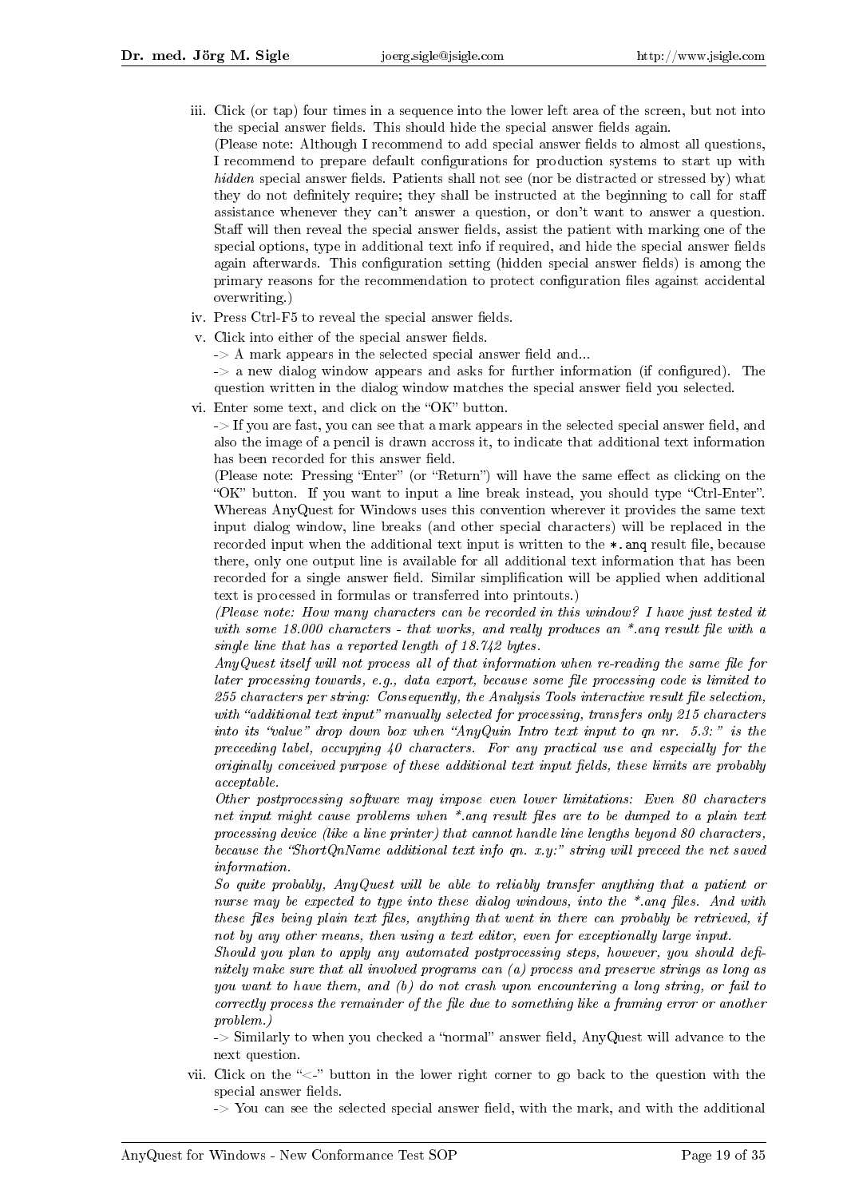iii. Click (or tap) four times in a sequence into the lower left area of the screen, but not into the special answer fields. This should hide the special answer fields again.
   (Please note: Although I recommend to add special answer fields to almost all questions, I recommend to prepare default configurations for production systems to start up with *hidden* special answer fields. Patients shall not see (nor be distracted or stressed by) what they do not definitely require; they shall be instructed at the beginning to call for staff assistance whenever they can't answer a question, or don't want to answer a question. Staff will then reveal the special answer fields, assist the patient with marking one of the special options, type in additional text info if required, and hide the special answer fields again afterwards. This configuration setting (hidden special answer fields) is among the primary reasons for the recommendation to protect configuration files against accidental overwriting.)

iv. Press Ctrl-F5 to reveal the special answer fields.

v. Click into either of the special answer fields.
   -> A mark appears in the selected special answer field and...
   -> a new dialog window appears and asks for further information (if configured). The question written in the dialog window matches the special answer field you selected.

vi. Enter some text, and click on the "OK" button.
   -> If you are fast, you can see that a mark appears in the selected special answer field, and also the image of a pencil is drawn accross it, to indicate that additional text information has been recorded for this answer field.
   (Please note: Pressing "Enter" (or "Return") will have the same effect as clicking on the "OK" button. If you want to input a line break instead, you should type "Ctrl-Enter". Whereas AnyQuest for Windows uses this convention wherever it provides the same text input dialog window, line breaks (and other special characters) will be replaced in the recorded input when the additional text input is written to the `*.anq` result file, because there, only one output line is available for all additional text information that has been recorded for a single answer field. Similar simplification will be applied when additional text is processed in formulas or transferred into printouts.)
   *(Please note: How many characters can be recorded in this window? I have just tested it with some 18.000 characters - that works, and really produces an \*.anq result file with a single line that has a reported length of 18.742 bytes.*
   *AnyQuest itself will not process all of that information when re-reading the same file for later processing towards, e.g., data export, because some file processing code is limited to 255 characters per string: Consequently, the Analysis Tools interactive result file selection, with "additional text input" manually selected for processing, transfers only 215 characters into its "value" drop down box when "AnyQuin Intro text input to qn nr. 5.3:" is the preceeding label, occupying 40 characters. For any practical use and especially for the originally conceived purpose of these additional text input fields, these limits are probably acceptable.*
   *Other postprocessing software may impose even lower limitations: Even 80 characters net input might cause problems when \*.anq result files are to be dumped to a plain text processing device (like a line printer) that cannot handle line lengths beyond 80 characters, because the "ShortQnName additional text info qn. x.y:" string will preceed the net saved information.*
   *So quite probably, AnyQuest will be able to reliably transfer anything that a patient or nurse may be expected to type into these dialog windows, into the \*.anq files. And with these files being plain text files, anything that went in there can probably be retrieved, if not by any other means, then using a text editor, even for exceptionally large input.*
   *Should you plan to apply any automated postprocessing steps, however, you should definitely make sure that all involved programs can (a) process and preserve strings as long as you want to have them, and (b) do not crash upon encountering a long string, or fail to correctly process the remainder of the file due to something like a framing error or another problem.)*
   -> Similarly to when you checked a "normal" answer field, AnyQuest will advance to the next question.

vii. Click on the "<-" button in the lower right corner to go back to the question with the special answer fields.
   -> You can see the selected special answer field, with the mark, and with the additional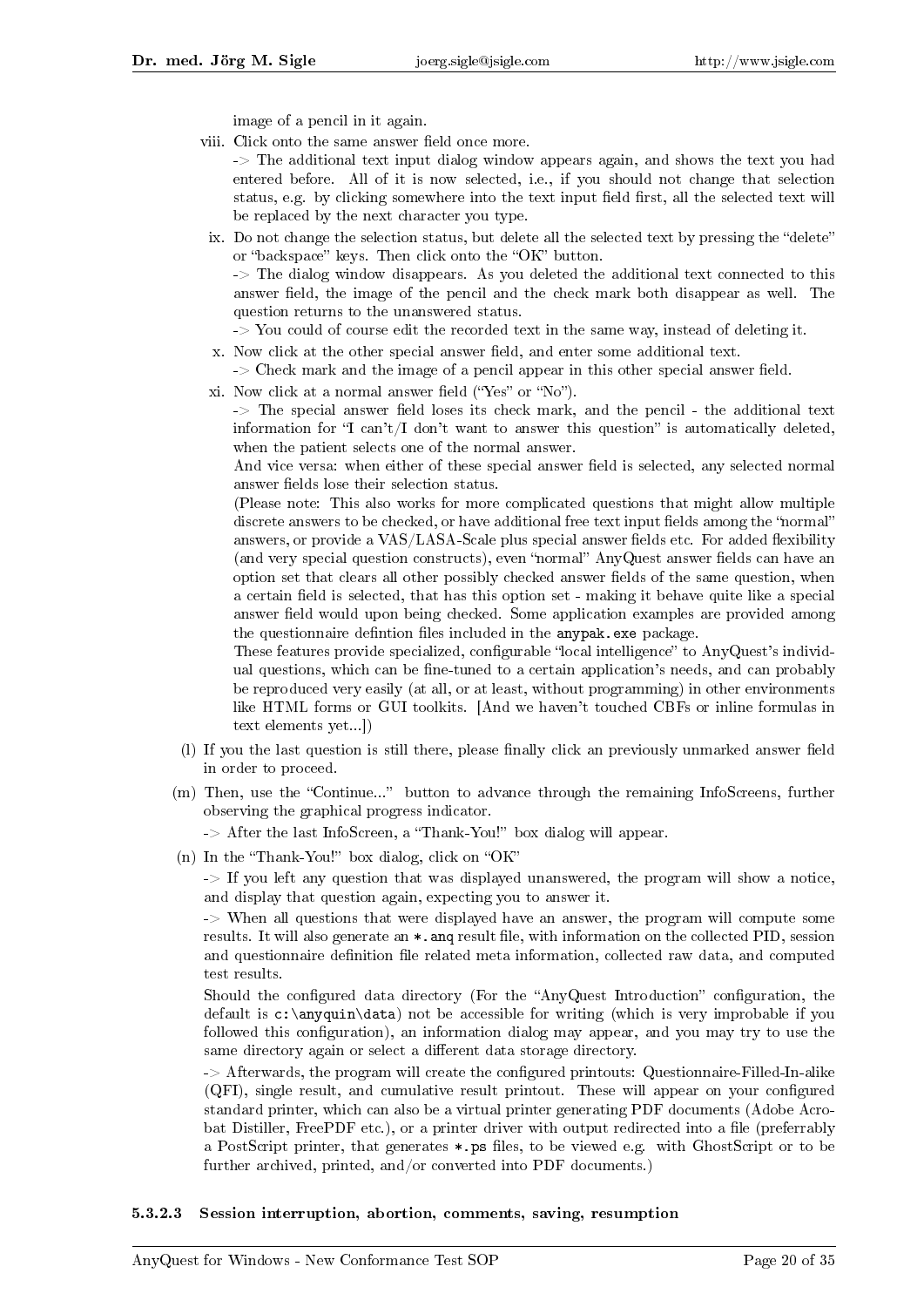image of a pencil in it again.

viii. Click onto the same answer field once more.
-> The additional text input dialog window appears again, and shows the text you had entered before. All of it is now selected, i.e., if you should not change that selection status, e.g. by clicking somewhere into the text input field first, all the selected text will be replaced by the next character you type.

ix. Do not change the selection status, but delete all the selected text by pressing the "delete" or "backspace" keys. Then click onto the "OK" button.
-> The dialog window disappears. As you deleted the additional text connected to this answer field, the image of the pencil and the check mark both disappear as well. The question returns to the unanswered status.
-> You could of course edit the recorded text in the same way, instead of deleting it.

x. Now click at the other special answer field, and enter some additional text.
-> Check mark and the image of a pencil appear in this other special answer field.

xi. Now click at a normal answer field ("Yes" or "No").
-> The special answer field loses its check mark, and the pencil - the additional text information for "I can't/I don't want to answer this question" is automatically deleted, when the patient selects one of the normal answer.
And vice versa: when either of these special answer field is selected, any selected normal answer fields lose their selection status.
(Please note: This also works for more complicated questions that might allow multiple discrete answers to be checked, or have additional free text input fields among the "normal" answers, or provide a VAS/LASA-Scale plus special answer fields etc. For added flexibility (and very special question constructs), even "normal" AnyQuest answer fields can have an option set that clears all other possibly checked answer fields of the same question, when a certain field is selected, that has this option set - making it behave quite like a special answer field would upon being checked. Some application examples are provided among the questionnaire defintion files included in the `anypak.exe` package.
These features provide specialized, configurable "local intelligence" to AnyQuest's individual questions, which can be fine-tuned to a certain application's needs, and can probably be reproduced very easily (at all, or at least, without programming) in other environments like HTML forms or GUI toolkits. [And we haven't touched CBFs or inline formulas in text elements yet...])

(l) If you the last question is still there, please finally click an previously unmarked answer field in order to proceed.

(m) Then, use the "Continue..." button to advance through the remaining InfoScreens, further observing the graphical progress indicator.
-> After the last InfoScreen, a "Thank-You!" box dialog will appear.

(n) In the "Thank-You!" box dialog, click on "OK"
-> If you left any question that was displayed unanswered, the program will show a notice, and display that question again, expecting you to answer it.
-> When all questions that were displayed have an answer, the program will compute some results. It will also generate an `*.anq` result file, with information on the collected PID, session and questionnaire definition file related meta information, collected raw data, and computed test results.
Should the configured data directory (For the "AnyQuest Introduction" configuration, the default is `c:\anyquin\data`) not be accessible for writing (which is very improbable if you followed this configuration), an information dialog may appear, and you may try to use the same directory again or select a different data storage directory.
-> Afterwards, the program will create the configured printouts: Questionnaire-Filled-In-alike (QFI), single result, and cumulative result printout. These will appear on your configured standard printer, which can also be a virtual printer generating PDF documents (Adobe Acrobat Distiller, FreePDF etc.), or a printer driver with output redirected into a file (preferrably a PostScript printer, that generates `*.ps` files, to be viewed e.g. with GhostScript or to be further archived, printed, and/or converted into PDF documents.)

#### 5.3.2.3 Session interruption, abortion, comments, saving, resumption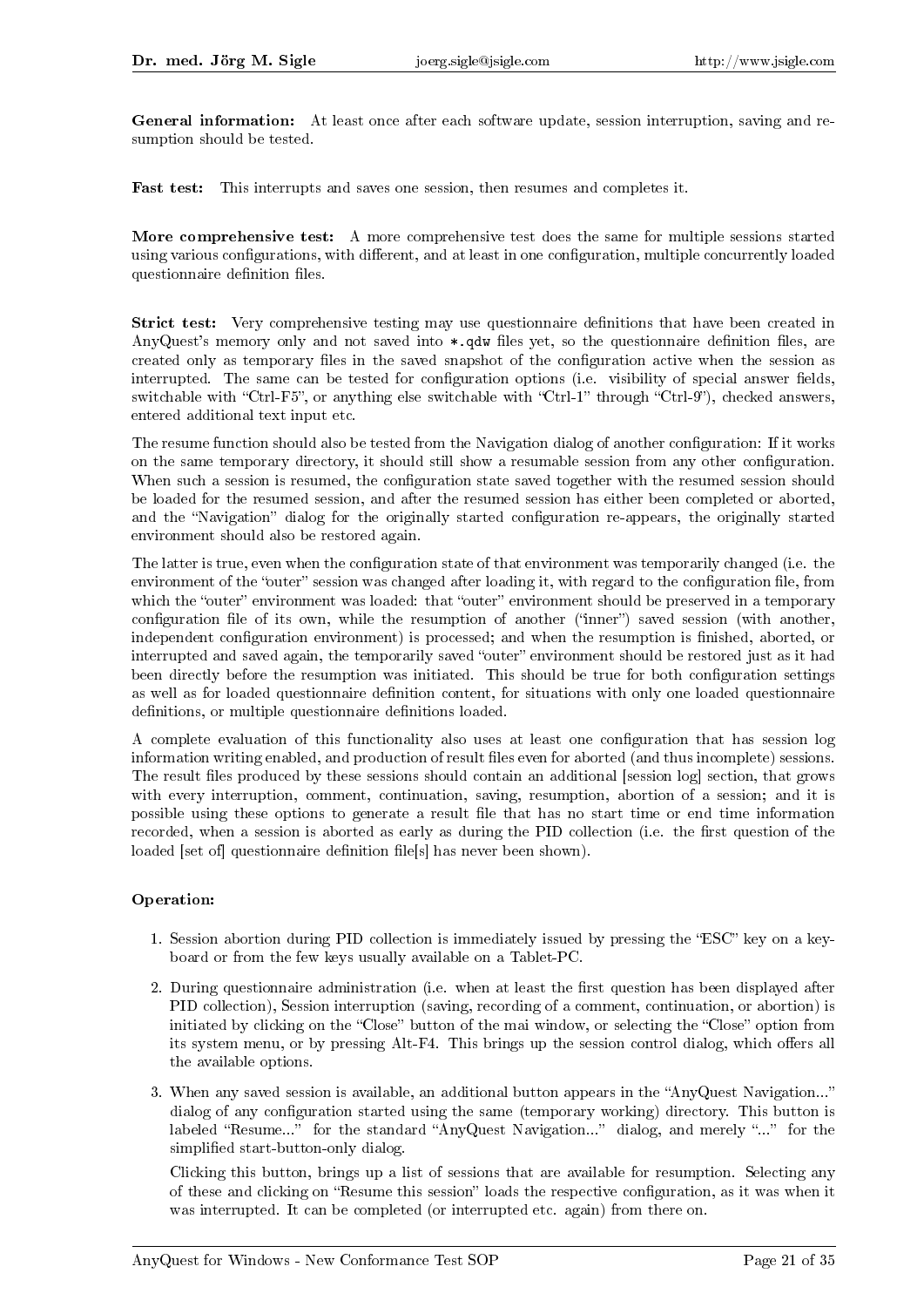**General information:** At least once after each software update, session interruption, saving and resumption should be tested.

**Fast test:** This interrupts and saves one session, then resumes and completes it.

**More comprehensive test:** A more comprehensive test does the same for multiple sessions started using various configurations, with different, and at least in one configuration, multiple concurrently loaded questionnaire definition files.

**Strict test:** Very comprehensive testing may use questionnaire definitions that have been created in AnyQuest's memory only and not saved into `*.qdw` files yet, so the questionnaire definition files, are created only as temporary files in the saved snapshot of the configuration active when the session as interrupted. The same can be tested for configuration options (i.e. visibility of special answer fields, switchable with "Ctrl-F5", or anything else switchable with "Ctrl-1" through "Ctrl-9"), checked answers, entered additional text input etc.

The resume function should also be tested from the Navigation dialog of another configuration: If it works on the same temporary directory, it should still show a resumable session from any other configuration. When such a session is resumed, the configuration state saved together with the resumed session should be loaded for the resumed session, and after the resumed session has either been completed or aborted, and the "Navigation" dialog for the originally started configuration re-appears, the originally started environment should also be restored again.

The latter is true, even when the configuration state of that environment was temporarily changed (i.e. the environment of the "outer" session was changed after loading it, with regard to the configuration file, from which the "outer" environment was loaded: that "outer" environment should be preserved in a temporary configuration file of its own, while the resumption of another ("inner") saved session (with another, independent configuration environment) is processed; and when the resumption is finished, aborted, or interrupted and saved again, the temporarily saved "outer" environment should be restored just as it had been directly before the resumption was initiated. This should be true for both configuration settings as well as for loaded questionnaire definition content, for situations with only one loaded questionnaire definitions, or multiple questionnaire definitions loaded.

A complete evaluation of this functionality also uses at least one configuration that has session log information writing enabled, and production of result files even for aborted (and thus incomplete) sessions. The result files produced by these sessions should contain an additional [session log] section, that grows with every interruption, comment, continuation, saving, resumption, abortion of a session; and it is possible using these options to generate a result file that has no start time or end time information recorded, when a session is aborted as early as during the PID collection (i.e. the first question of the loaded [set of] questionnaire definition file[s] has never been shown).

**Operation:**

1. Session abortion during PID collection is immediately issued by pressing the "ESC" key on a keyboard or from the few keys usually available on a Tablet-PC.
2. During questionnaire administration (i.e. when at least the first question has been displayed after PID collection), Session interruption (saving, recording of a comment, continuation, or abortion) is initiated by clicking on the "Close" button of the mai window, or selecting the "Close" option from its system menu, or by pressing Alt-F4. This brings up the session control dialog, which offers all the available options.
3. When any saved session is available, an additional button appears in the "AnyQuest Navigation..." dialog of any configuration started using the same (temporary working) directory. This button is labeled "Resume..." for the standard "AnyQuest Navigation..." dialog, and merely "..." for the simplified start-button-only dialog.

   Clicking this button, brings up a list of sessions that are available for resumption. Selecting any of these and clicking on "Resume this session" loads the respective configuration, as it was when it was interrupted. It can be completed (or interrupted etc. again) from there on.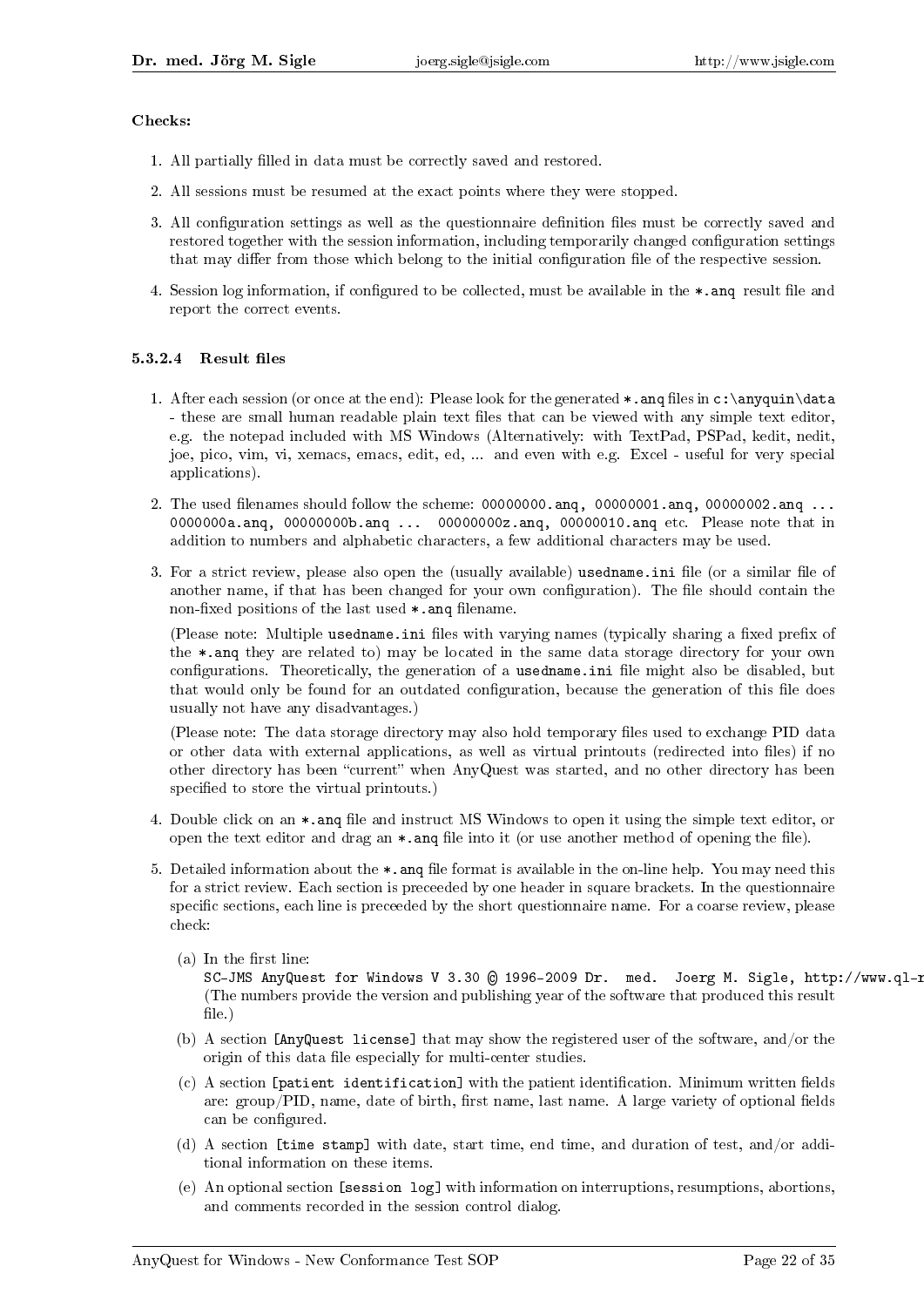**Checks:**

1. All partially filled in data must be correctly saved and restored.
2. All sessions must be resumed at the exact points where they were stopped.
3. All configuration settings as well as the questionnaire definition files must be correctly saved and restored together with the session information, including temporarily changed configuration settings that may differ from those which belong to the initial configuration file of the respective session.
4. Session log information, if configured to be collected, must be available in the `*.anq` result file and report the correct events.

#### 5.3.2.4 Result files

1. After each session (or once at the end): Please look for the generated `*.anq` files in `c:\anyquin\data` - these are small human readable plain text files that can be viewed with any simple text editor, e.g. the notepad included with MS Windows (Alternatively: with TextPad, PSPad, kedit, nedit, joe, pico, vim, vi, xemacs, emacs, edit, ed, ... and even with e.g. Excel - useful for very special applications).
2. The used filenames should follow the scheme: `00000000.anq, 00000001.anq, 00000002.anq ... 0000000a.anq, 00000000b.anq ... 00000000z.anq, 00000010.anq` etc. Please note that in addition to numbers and alphabetic characters, a few additional characters may be used.
3. For a strict review, please also open the (usually available) `usedname.ini` file (or a similar file of another name, if that has been changed for your own configuration). The file should contain the non-fixed positions of the last used `*.anq` filename.

   (Please note: Multiple `usedname.ini` files with varying names (typically sharing a fixed prefix of the `*.anq` they are related to) may be located in the same data storage directory for your own configurations. Theoretically, the generation of a `usedname.ini` file might also be disabled, but that would only be found for an outdated configuration, because the generation of this file does usually not have any disadvantages.)

   (Please note: The data storage directory may also hold temporary files used to exchange PID data or other data with external applications, as well as virtual printouts (redirected into files) if no other directory has been "current" when AnyQuest was started, and no other directory has been specified to store the virtual printouts.)
4. Double click on an `*.anq` file and instruct MS Windows to open it using the simple text editor, or open the text editor and drag an `*.anq` file into it (or use another method of opening the file).
5. Detailed information about the `*.anq` file format is available in the on-line help. You may need this for a strict review. Each section is preceeded by one header in square brackets. In the questionnaire specific sections, each line is preceeded by the short questionnaire name. For a coarse review, please check:

   (a) In the first line:
   `SC-JMS AnyQuest for Windows V 3.30 © 1996-2009 Dr. med. Joerg M. Sigle, http://www.ql-r`
   (The numbers provide the version and publishing year of the software that produced this result file.)

   (b) A section `[AnyQuest license]` that may show the registered user of the software, and/or the origin of this data file especially for multi-center studies.

   (c) A section `[patient identification]` with the patient identification. Minimum written fields are: group/PID, name, date of birth, first name, last name. A large variety of optional fields can be configured.

   (d) A section `[time stamp]` with date, start time, end time, and duration of test, and/or additional information on these items.

   (e) An optional section `[session log]` with information on interruptions, resumptions, abortions, and comments recorded in the session control dialog.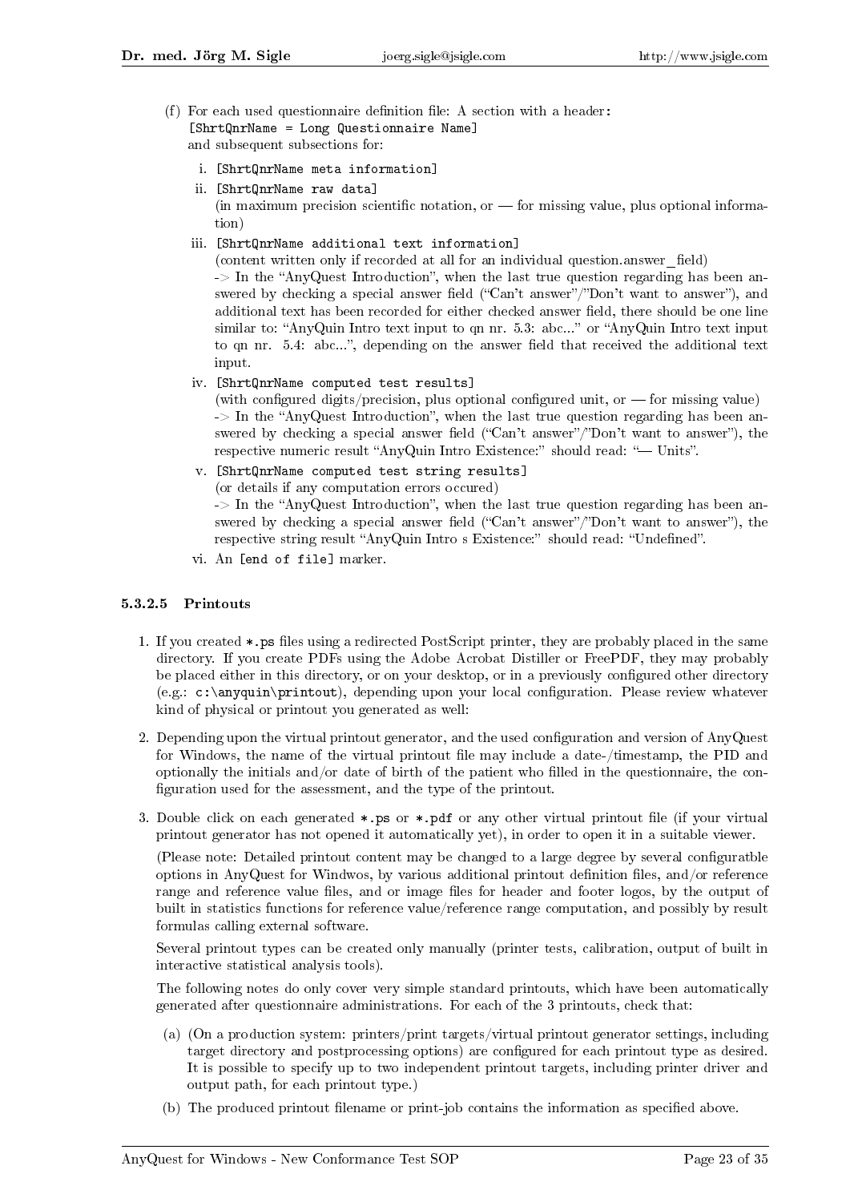(f) For each used questionnaire definition file: A section with a header:
`[ShrtQnrName = Long Questionnaire Name]`
and subsequent subsections for:

  i. `[ShrtQnrName meta information]`

  ii. `[ShrtQnrName raw data]`
  (in maximum precision scientific notation, or — for missing value, plus optional information)

  iii. `[ShrtQnrName additional text information]`
  (content written only if recorded at all for an individual question.answer_field)
  -> In the "AnyQuest Introduction", when the last true question regarding has been answered by checking a special answer field ("Can't answer"/"Don't want to answer"), and additional text has been recorded for either checked answer field, there should be one line similar to: "AnyQuin Intro text input to qn nr. 5.3: abc..." or "AnyQuin Intro text input to qn nr. 5.4: abc...", depending on the answer field that received the additional text input.

  iv. `[ShrtQnrName computed test results]`
  (with configured digits/precision, plus optional configured unit, or — for missing value)
  -> In the "AnyQuest Introduction", when the last true question regarding has been answered by checking a special answer field ("Can't answer"/"Don't want to answer"), the respective numeric result "AnyQuin Intro Existence:" should read: "— Units".

  v. `[ShrtQnrName computed test string results]`
  (or details if any computation errors occured)
  -> In the "AnyQuest Introduction", when the last true question regarding has been answered by checking a special answer field ("Can't answer"/"Don't want to answer"), the respective string result "AnyQuin Intro s Existence:" should read: "Undefined".

  vi. An `[end of file]` marker.

#### 5.3.2.5 Printouts

1. If you created `*.ps` files using a redirected PostScript printer, they are probably placed in the same directory. If you create PDFs using the Adobe Acrobat Distiller or FreePDF, they may probably be placed either in this directory, or on your desktop, or in a previously configured other directory (e.g.: `c:\anyquin\printout`), depending upon your local configuration. Please review whatever kind of physical or printout you generated as well:

2. Depending upon the virtual printout generator, and the used configuration and version of AnyQuest for Windows, the name of the virtual printout file may include a date-/timestamp, the PID and optionally the initials and/or date of birth of the patient who filled in the questionnaire, the configuration used for the assessment, and the type of the printout.

3. Double click on each generated `*.ps` or `*.pdf` or any other virtual printout file (if your virtual printout generator has not opened it automatically yet), in order to open it in a suitable viewer.

   (Please note: Detailed printout content may be changed to a large degree by several configuratble options in AnyQuest for Windwos, by various additional printout definition files, and/or reference range and reference value files, and or image files for header and footer logos, by the output of built in statistics functions for reference value/reference range computation, and possibly by result formulas calling external software.

   Several printout types can be created only manually (printer tests, calibration, output of built in interactive statistical analysis tools).

   The following notes do only cover very simple standard printouts, which have been automatically generated after questionnaire administrations. For each of the 3 printouts, check that:

   (a) (On a production system: printers/print targets/virtual printout generator settings, including target directory and postprocessing options) are configured for each printout type as desired. It is possible to specify up to two independent printout targets, including printer driver and output path, for each printout type.)

   (b) The produced printout filename or print-job contains the information as specified above.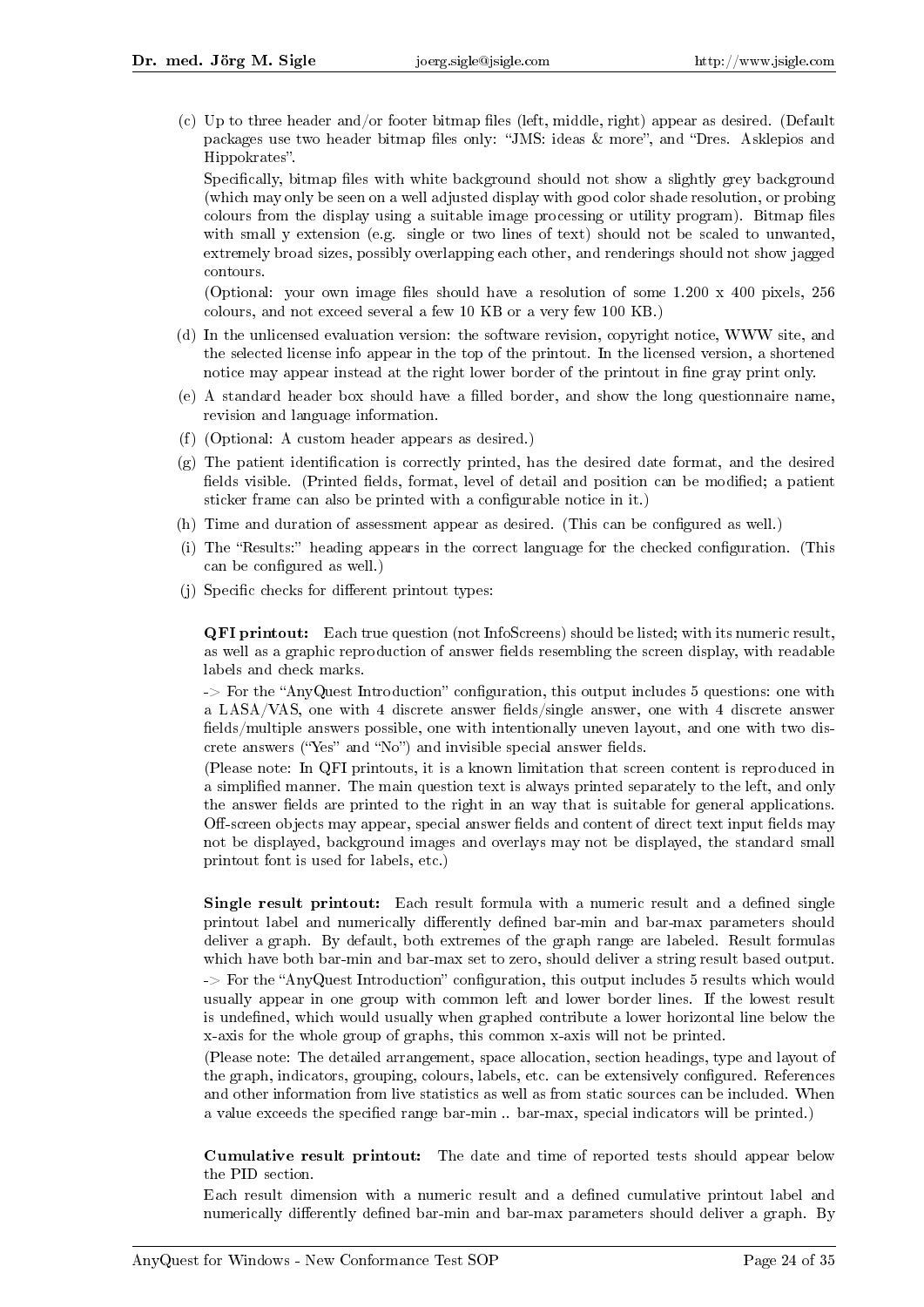(c) Up to three header and/or footer bitmap files (left, middle, right) appear as desired. (Default packages use two header bitmap files only: "JMS: ideas & more", and "Dres. Asklepios and Hippokrates".

Specifically, bitmap files with white background should not show a slightly grey background (which may only be seen on a well adjusted display with good color shade resolution, or probing colours from the display using a suitable image processing or utility program). Bitmap files with small y extension (e.g. single or two lines of text) should not be scaled to unwanted, extremely broad sizes, possibly overlapping each other, and renderings should not show jagged contours.

(Optional: your own image files should have a resolution of some 1.200 x 400 pixels, 256 colours, and not exceed several a few 10 KB or a very few 100 KB.)

(d) In the unlicensed evaluation version: the software revision, copyright notice, WWW site, and the selected license info appear in the top of the printout. In the licensed version, a shortened notice may appear instead at the right lower border of the printout in fine gray print only.

(e) A standard header box should have a filled border, and show the long questionnaire name, revision and language information.

(f) (Optional: A custom header appears as desired.)

(g) The patient identification is correctly printed, has the desired date format, and the desired fields visible. (Printed fields, format, level of detail and position can be modified; a patient sticker frame can also be printed with a configurable notice in it.)

(h) Time and duration of assessment appear as desired. (This can be configured as well.)

(i) The "Results:" heading appears in the correct language for the checked configuration. (This can be configured as well.)

(j) Specific checks for different printout types:

**QFI printout:** Each true question (not InfoScreens) should be listed; with its numeric result, as well as a graphic reproduction of answer fields resembling the screen display, with readable labels and check marks.

-> For the "AnyQuest Introduction" configuration, this output includes 5 questions: one with a LASA/VAS, one with 4 discrete answer fields/single answer, one with 4 discrete answer fields/multiple answers possible, one with intentionally uneven layout, and one with two discrete answers ("Yes" and "No") and invisible special answer fields.

(Please note: In QFI printouts, it is a known limitation that screen content is reproduced in a simplified manner. The main question text is always printed separately to the left, and only the answer fields are printed to the right in an way that is suitable for general applications. Off-screen objects may appear, special answer fields and content of direct text input fields may not be displayed, background images and overlays may not be displayed, the standard small printout font is used for labels, etc.)

**Single result printout:** Each result formula with a numeric result and a defined single printout label and numerically differently defined bar-min and bar-max parameters should deliver a graph. By default, both extremes of the graph range are labeled. Result formulas which have both bar-min and bar-max set to zero, should deliver a string result based output.

-> For the "AnyQuest Introduction" configuration, this output includes 5 results which would usually appear in one group with common left and lower border lines. If the lowest result is undefined, which would usually when graphed contribute a lower horizontal line below the x-axis for the whole group of graphs, this common x-axis will not be printed.

(Please note: The detailed arrangement, space allocation, section headings, type and layout of the graph, indicators, grouping, colours, labels, etc. can be extensively configured. References and other information from live statistics as well as from static sources can be included. When a value exceeds the specified range bar-min .. bar-max, special indicators will be printed.)

**Cumulative result printout:** The date and time of reported tests should appear below the PID section.

Each result dimension with a numeric result and a defined cumulative printout label and numerically differently defined bar-min and bar-max parameters should deliver a graph. By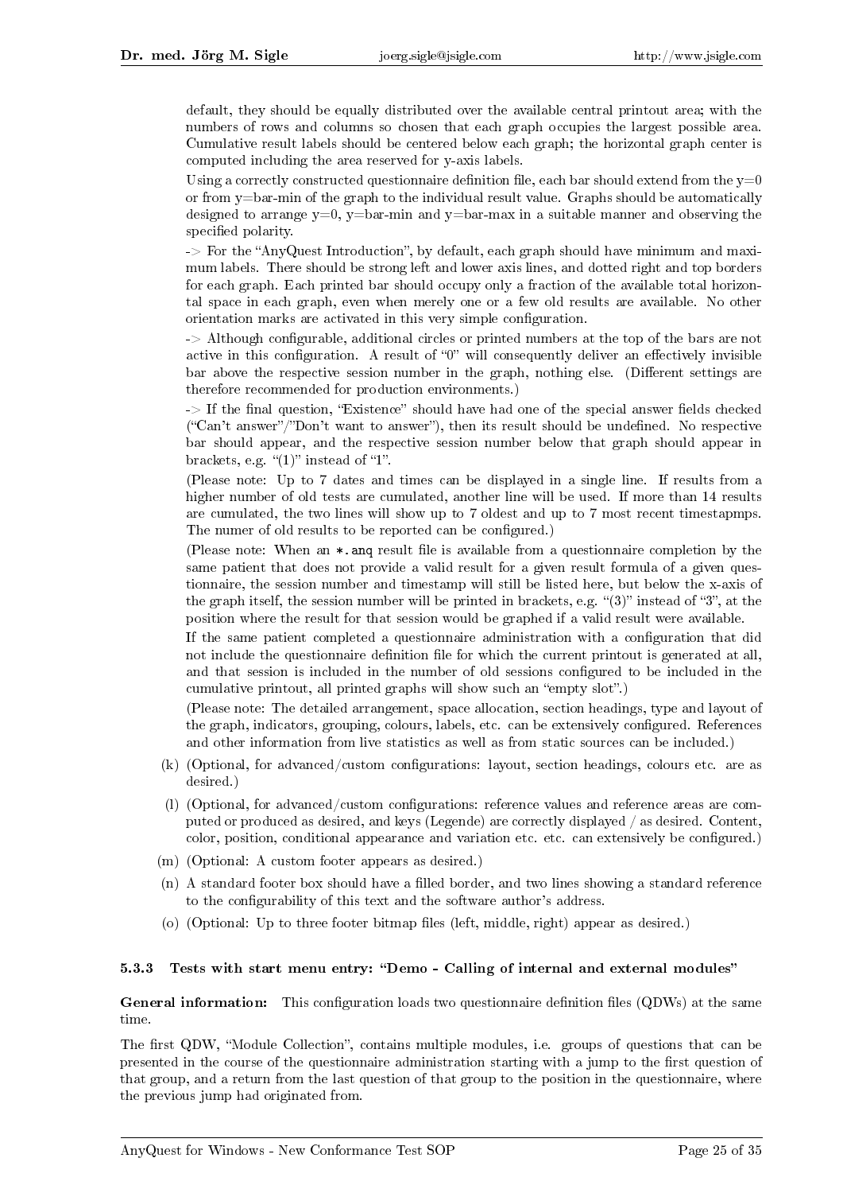default, they should be equally distributed over the available central printout area; with the numbers of rows and columns so chosen that each graph occupies the largest possible area. Cumulative result labels should be centered below each graph; the horizontal graph center is computed including the area reserved for y-axis labels.

Using a correctly constructed questionnaire definition file, each bar should extend from the y=0 or from y=bar-min of the graph to the individual result value. Graphs should be automatically designed to arrange y=0, y=bar-min and y=bar-max in a suitable manner and observing the specified polarity.

-> For the "AnyQuest Introduction", by default, each graph should have minimum and maximum labels. There should be strong left and lower axis lines, and dotted right and top borders for each graph. Each printed bar should occupy only a fraction of the available total horizontal space in each graph, even when merely one or a few old results are available. No other orientation marks are activated in this very simple configuration.

-> Although configurable, additional circles or printed numbers at the top of the bars are not active in this configuration. A result of "0" will consequently deliver an effectively invisible bar above the respective session number in the graph, nothing else. (Different settings are therefore recommended for production environments.)

-> If the final question, "Existence" should have had one of the special answer fields checked ("Can't answer"/"Don't want to answer"), then its result should be undefined. No respective bar should appear, and the respective session number below that graph should appear in brackets, e.g. "(1)" instead of "1".

(Please note: Up to 7 dates and times can be displayed in a single line. If results from a higher number of old tests are cumulated, another line will be used. If more than 14 results are cumulated, the two lines will show up to 7 oldest and up to 7 most recent timestapmps. The numer of old results to be reported can be configured.)

(Please note: When an `*.anq` result file is available from a questionnaire completion by the same patient that does not provide a valid result for a given result formula of a given questionnaire, the session number and timestamp will still be listed here, but below the x-axis of the graph itself, the session number will be printed in brackets, e.g. "(3)" instead of "3", at the position where the result for that session would be graphed if a valid result were available.

If the same patient completed a questionnaire administration with a configuration that did not include the questionnaire definition file for which the current printout is generated at all, and that session is included in the number of old sessions configured to be included in the cumulative printout, all printed graphs will show such an "empty slot".)

(Please note: The detailed arrangement, space allocation, section headings, type and layout of the graph, indicators, grouping, colours, labels, etc. can be extensively configured. References and other information from live statistics as well as from static sources can be included.)

(k) (Optional, for advanced/custom configurations: layout, section headings, colours etc. are as desired.)

(l) (Optional, for advanced/custom configurations: reference values and reference areas are computed or produced as desired, and keys (Legende) are correctly displayed / as desired. Content, color, position, conditional appearance and variation etc. etc. can extensively be configured.)

(m) (Optional: A custom footer appears as desired.)

(n) A standard footer box should have a filled border, and two lines showing a standard reference to the configurability of this text and the software author's address.

(o) (Optional: Up to three footer bitmap files (left, middle, right) appear as desired.)

### 5.3.3 Tests with start menu entry: "Demo - Calling of internal and external modules"

**General information:** This configuration loads two questionnaire definition files (QDWs) at the same time.

The first QDW, "Module Collection", contains multiple modules, i.e. groups of questions that can be presented in the course of the questionnaire administration starting with a jump to the first question of that group, and a return from the last question of that group to the position in the questionnaire, where the previous jump had originated from.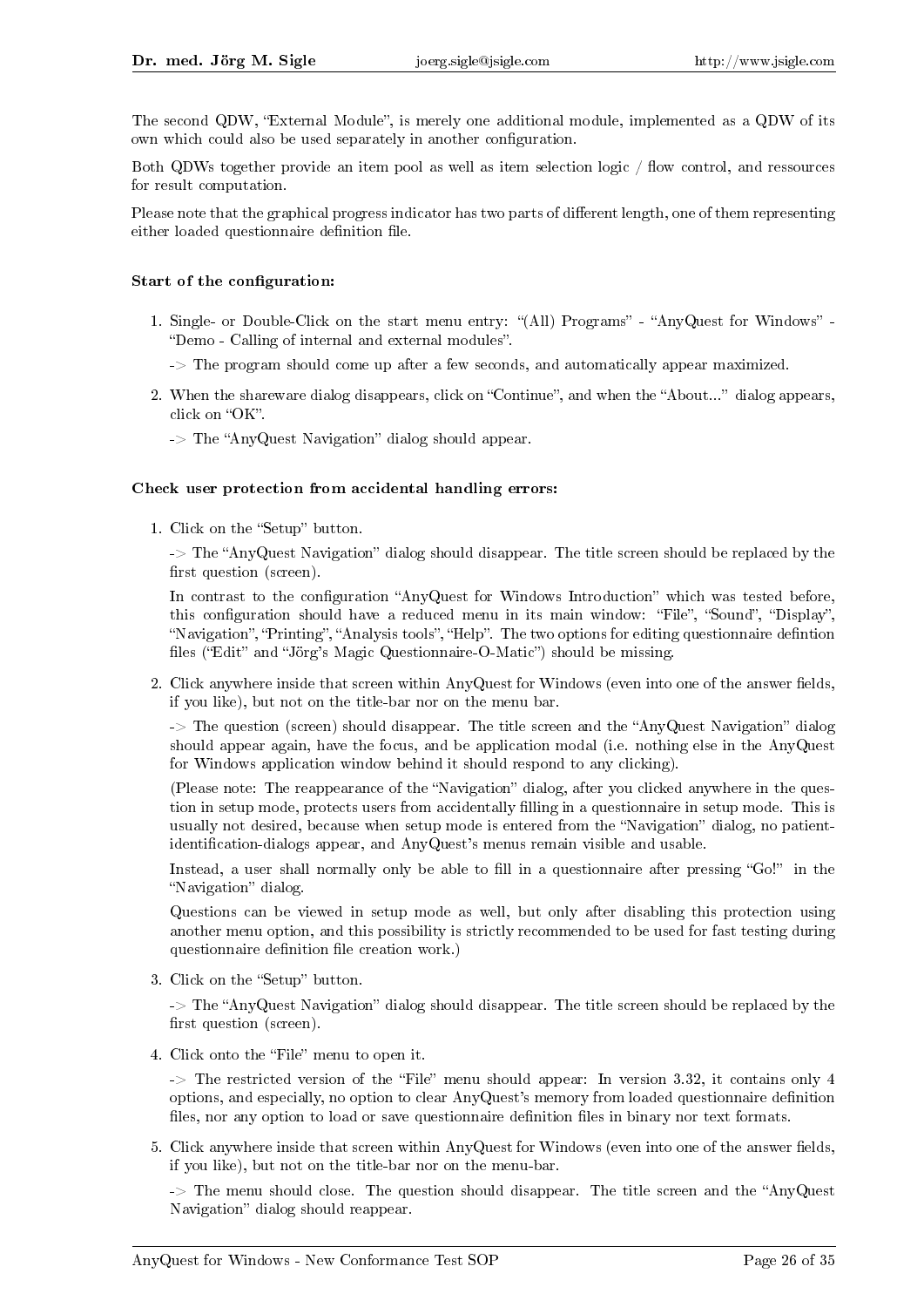The second QDW, "External Module", is merely one additional module, implemented as a QDW of its own which could also be used separately in another configuration.

Both QDWs together provide an item pool as well as item selection logic / flow control, and ressources for result computation.

Please note that the graphical progress indicator has two parts of different length, one of them representing either loaded questionnaire definition file.

**Start of the configuration:**

1. Single- or Double-Click on the start menu entry: "(All) Programs" - "AnyQuest for Windows" - "Demo - Calling of internal and external modules".

   -> The program should come up after a few seconds, and automatically appear maximized.

2. When the shareware dialog disappears, click on "Continue", and when the "About..." dialog appears, click on "OK".

   -> The "AnyQuest Navigation" dialog should appear.

**Check user protection from accidental handling errors:**

1. Click on the "Setup" button.

   -> The "AnyQuest Navigation" dialog should disappear. The title screen should be replaced by the first question (screen).

   In contrast to the configuration "AnyQuest for Windows Introduction" which was tested before, this configuration should have a reduced menu in its main window: "File", "Sound", "Display", "Navigation", "Printing", "Analysis tools", "Help". The two options for editing questionnaire defintion files ("Edit" and "Jörg's Magic Questionnaire-O-Matic") should be missing.

2. Click anywhere inside that screen within AnyQuest for Windows (even into one of the answer fields, if you like), but not on the title-bar nor on the menu bar.

   -> The question (screen) should disappear. The title screen and the "AnyQuest Navigation" dialog should appear again, have the focus, and be application modal (i.e. nothing else in the AnyQuest for Windows application window behind it should respond to any clicking).

   (Please note: The reappearance of the "Navigation" dialog, after you clicked anywhere in the question in setup mode, protects users from accidentally filling in a questionnaire in setup mode. This is usually not desired, because when setup mode is entered from the "Navigation" dialog, no patient-identification-dialogs appear, and AnyQuest's menus remain visible and usable.

   Instead, a user shall normally only be able to fill in a questionnaire after pressing "Go!" in the "Navigation" dialog.

   Questions can be viewed in setup mode as well, but only after disabling this protection using another menu option, and this possibility is strictly recommended to be used for fast testing during questionnaire definition file creation work.)

3. Click on the "Setup" button.

   -> The "AnyQuest Navigation" dialog should disappear. The title screen should be replaced by the first question (screen).

4. Click onto the "File" menu to open it.

   -> The restricted version of the "File" menu should appear: In version 3.32, it contains only 4 options, and especially, no option to clear AnyQuest's memory from loaded questionnaire definition files, nor any option to load or save questionnaire definition files in binary nor text formats.

5. Click anywhere inside that screen within AnyQuest for Windows (even into one of the answer fields, if you like), but not on the title-bar nor on the menu-bar.

   -> The menu should close. The question should disappear. The title screen and the "AnyQuest Navigation" dialog should reappear.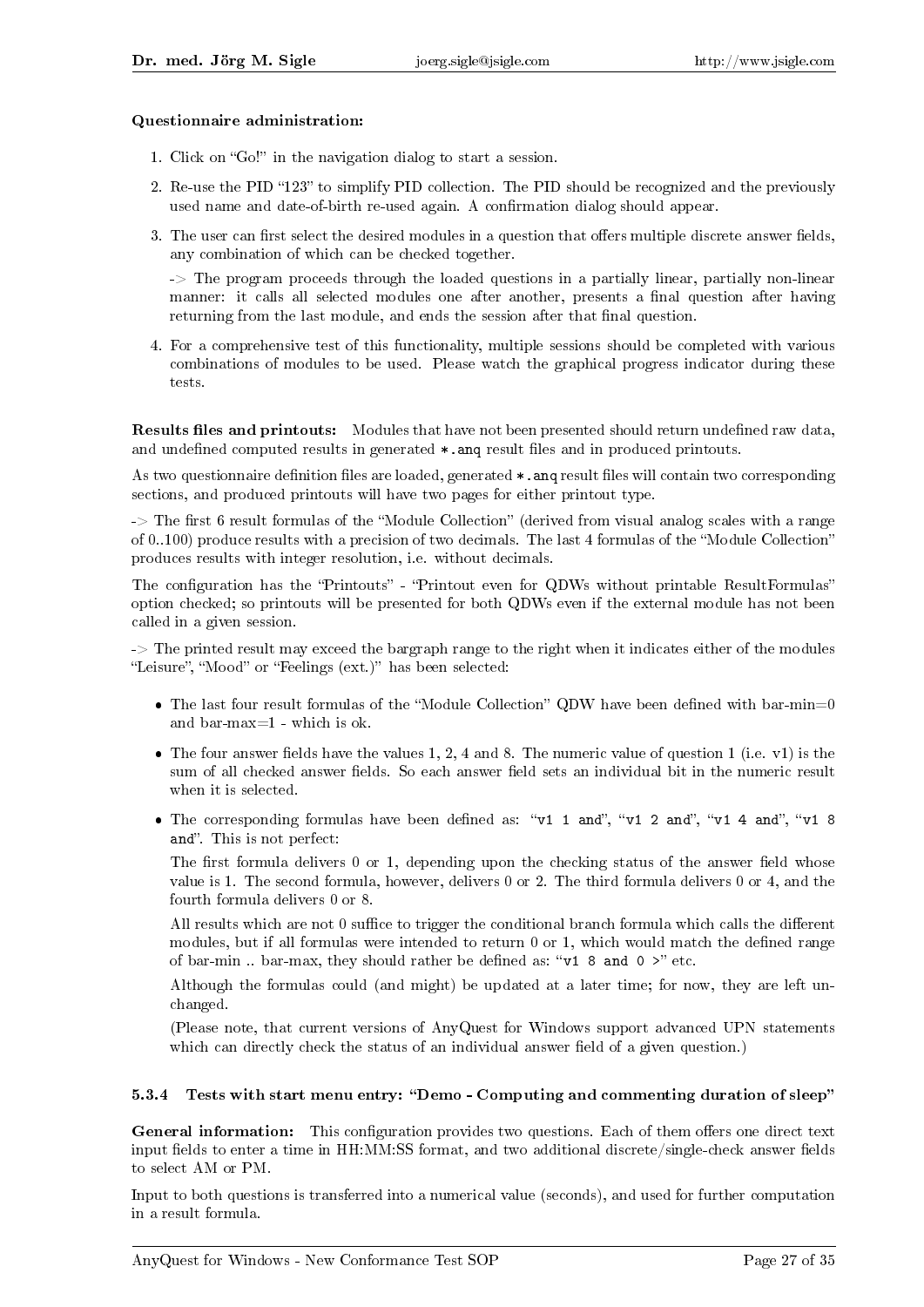**Questionnaire administration:**

1. Click on "Go!" in the navigation dialog to start a session.
2. Re-use the PID "123" to simplify PID collection. The PID should be recognized and the previously used name and date-of-birth re-used again. A confirmation dialog should appear.
3. The user can first select the desired modules in a question that offers multiple discrete answer fields, any combination of which can be checked together.

   -> The program proceeds through the loaded questions in a partially linear, partially non-linear manner: it calls all selected modules one after another, presents a final question after having returning from the last module, and ends the session after that final question.
4. For a comprehensive test of this functionality, multiple sessions should be completed with various combinations of modules to be used. Please watch the graphical progress indicator during these tests.

**Results files and printouts:** Modules that have not been presented should return undefined raw data, and undefined computed results in generated `*.anq` result files and in produced printouts.

As two questionnaire definition files are loaded, generated `*.anq` result files will contain two corresponding sections, and produced printouts will have two pages for either printout type.

-> The first 6 result formulas of the "Module Collection" (derived from visual analog scales with a range of 0..100) produce results with a precision of two decimals. The last 4 formulas of the "Module Collection" produces results with integer resolution, i.e. without decimals.

The configuration has the "Printouts" - "Printout even for QDWs without printable ResultFormulas" option checked; so printouts will be presented for both QDWs even if the external module has not been called in a given session.

-> The printed result may exceed the bargraph range to the right when it indicates either of the modules "Leisure", "Mood" or "Feelings (ext.)" has been selected:

- The last four result formulas of the "Module Collection" QDW have been defined with bar-min=0 and bar-max=1 - which is ok.
- The four answer fields have the values 1, 2, 4 and 8. The numeric value of question 1 (i.e. v1) is the sum of all checked answer fields. So each answer field sets an individual bit in the numeric result when it is selected.
- The corresponding formulas have been defined as: "`v1 1 and`", "`v1 2 and`", "`v1 4 and`", "`v1 8 and`". This is not perfect:

  The first formula delivers 0 or 1, depending upon the checking status of the answer field whose value is 1. The second formula, however, delivers 0 or 2. The third formula delivers 0 or 4, and the fourth formula delivers 0 or 8.

  All results which are not 0 suffice to trigger the conditional branch formula which calls the different modules, but if all formulas were intended to return 0 or 1, which would match the defined range of bar-min .. bar-max, they should rather be defined as: "`v1 8 and 0 >`" etc.

  Although the formulas could (and might) be updated at a later time; for now, they are left unchanged.

  (Please note, that current versions of AnyQuest for Windows support advanced UPN statements which can directly check the status of an individual answer field of a given question.)

### 5.3.4 Tests with start menu entry: "Demo - Computing and commenting duration of sleep"

**General information:** This configuration provides two questions. Each of them offers one direct text input fields to enter a time in HH:MM:SS format, and two additional discrete/single-check answer fields to select AM or PM.

Input to both questions is transferred into a numerical value (seconds), and used for further computation in a result formula.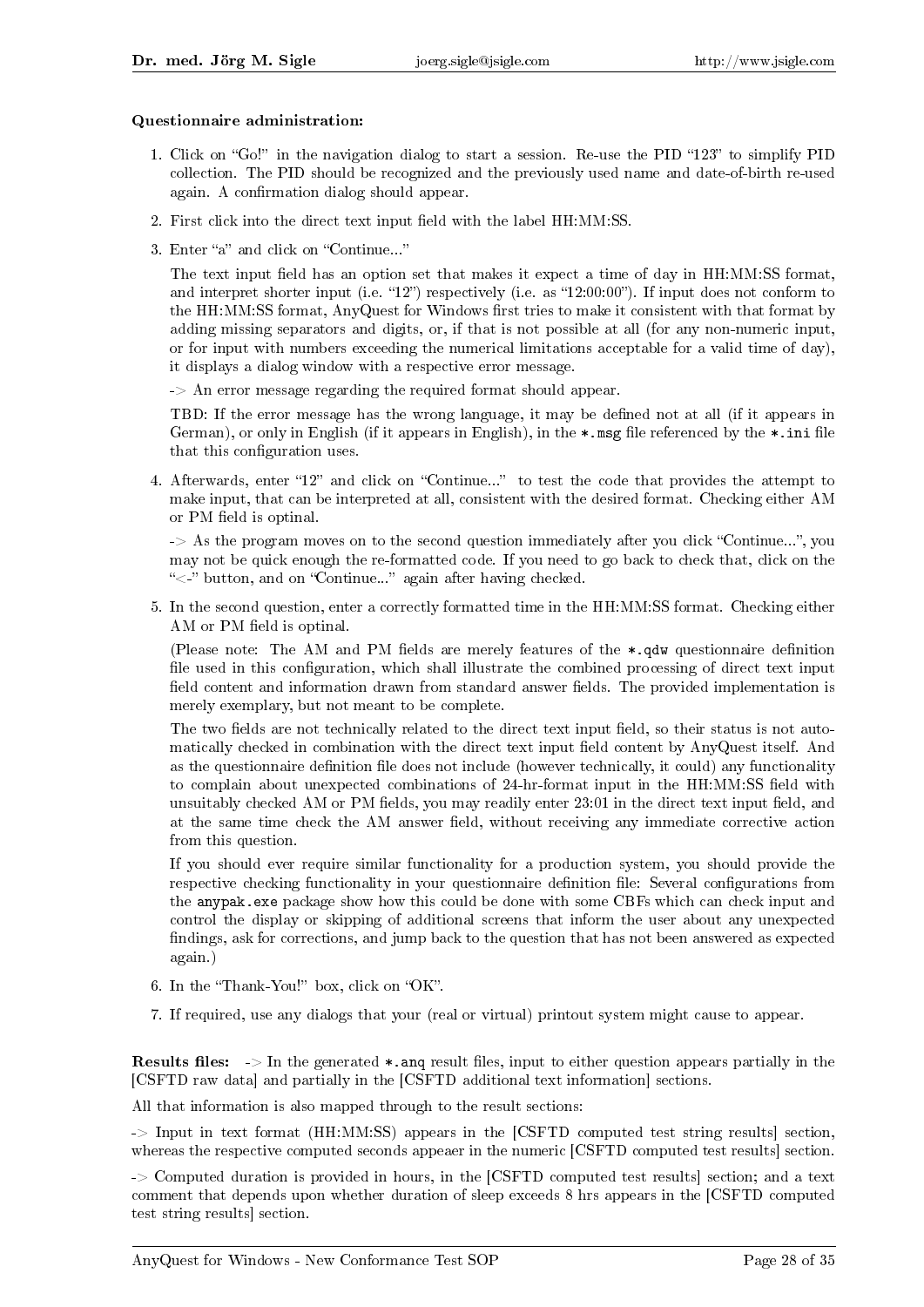**Questionnaire administration:**

1. Click on "Go!" in the navigation dialog to start a session. Re-use the PID "123" to simplify PID collection. The PID should be recognized and the previously used name and date-of-birth re-used again. A confirmation dialog should appear.

2. First click into the direct text input field with the label HH:MM:SS.

3. Enter "a" and click on "Continue..."

   The text input field has an option set that makes it expect a time of day in HH:MM:SS format, and interpret shorter input (i.e. "12") respectively (i.e. as "12:00:00"). If input does not conform to the HH:MM:SS format, AnyQuest for Windows first tries to make it consistent with that format by adding missing separators and digits, or, if that is not possible at all (for any non-numeric input, or for input with numbers exceeding the numerical limitations acceptable for a valid time of day), it displays a dialog window with a respective error message.

   -> An error message regarding the required format should appear.

   TBD: If the error message has the wrong language, it may be defined not at all (if it appears in German), or only in English (if it appears in English), in the `*.msg` file referenced by the `*.ini` file that this configuration uses.

4. Afterwards, enter "12" and click on "Continue..." to test the code that provides the attempt to make input, that can be interpreted at all, consistent with the desired format. Checking either AM or PM field is optinal.

   -> As the program moves on to the second question immediately after you click "Continue...", you may not be quick enough the re-formatted code. If you need to go back to check that, click on the "<-" button, and on "Continue..." again after having checked.

5. In the second question, enter a correctly formatted time in the HH:MM:SS format. Checking either AM or PM field is optinal.

   (Please note: The AM and PM fields are merely features of the `*.qdw` questionnaire definition file used in this configuration, which shall illustrate the combined processing of direct text input field content and information drawn from standard answer fields. The provided implementation is merely exemplary, but not meant to be complete.

   The two fields are not technically related to the direct text input field, so their status is not automatically checked in combination with the direct text input field content by AnyQuest itself. And as the questionnaire definition file does not include (however technically, it could) any functionality to complain about unexpected combinations of 24-hr-format input in the HH:MM:SS field with unsuitably checked AM or PM fields, you may readily enter 23:01 in the direct text input field, and at the same time check the AM answer field, without receiving any immediate corrective action from this question.

   If you should ever require similar functionality for a production system, you should provide the respective checking functionality in your questionnaire definition file: Several configurations from the `anypak.exe` package show how this could be done with some CBFs which can check input and control the display or skipping of additional screens that inform the user about any unexpected findings, ask for corrections, and jump back to the question that has not been answered as expected again.)

6. In the "Thank-You!" box, click on "OK".

7. If required, use any dialogs that your (real or virtual) printout system might cause to appear.

**Results files:** -> In the generated `*.anq` result files, input to either question appears partially in the [CSFTD raw data] and partially in the [CSFTD additional text information] sections.

All that information is also mapped through to the result sections:

-> Input in text format (HH:MM:SS) appears in the [CSFTD computed test string results] section, whereas the respective computed seconds appeaer in the numeric [CSFTD computed test results] section.

-> Computed duration is provided in hours, in the [CSFTD computed test results] section; and a text comment that depends upon whether duration of sleep exceeds 8 hrs appears in the [CSFTD computed test string results] section.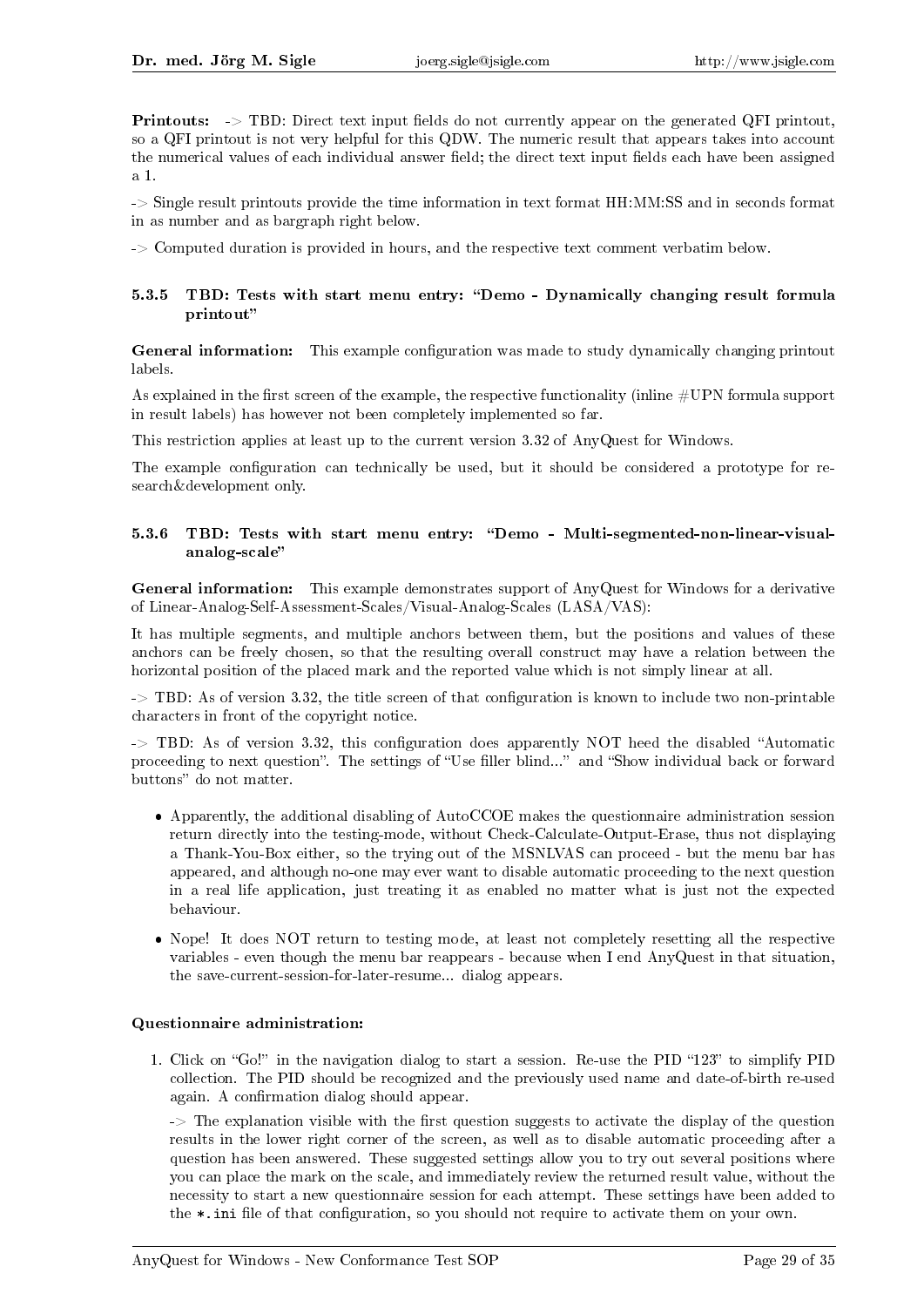**Printouts:** -> TBD: Direct text input fields do not currently appear on the generated QFI printout, so a QFI printout is not very helpful for this QDW. The numeric result that appears takes into account the numerical values of each individual answer field; the direct text input fields each have been assigned a 1.

-> Single result printouts provide the time information in text format HH:MM:SS and in seconds format in as number and as bargraph right below.

-> Computed duration is provided in hours, and the respective text comment verbatim below.

### 5.3.5 TBD: Tests with start menu entry: "Demo - Dynamically changing result formula printout"

**General information:** This example configuration was made to study dynamically changing printout labels.

As explained in the first screen of the example, the respective functionality (inline #UPN formula support in result labels) has however not been completely implemented so far.

This restriction applies at least up to the current version 3.32 of AnyQuest for Windows.

The example configuration can technically be used, but it should be considered a prototype for research&development only.

### 5.3.6 TBD: Tests with start menu entry: "Demo - Multi-segmented-non-linear-visual-analog-scale"

**General information:** This example demonstrates support of AnyQuest for Windows for a derivative of Linear-Analog-Self-Assessment-Scales/Visual-Analog-Scales (LASA/VAS):

It has multiple segments, and multiple anchors between them, but the positions and values of these anchors can be freely chosen, so that the resulting overall construct may have a relation between the horizontal position of the placed mark and the reported value which is not simply linear at all.

-> TBD: As of version 3.32, the title screen of that configuration is known to include two non-printable characters in front of the copyright notice.

-> TBD: As of version 3.32, this configuration does apparently NOT heed the disabled "Automatic proceeding to next question". The settings of "Use filler blind..." and "Show individual back or forward buttons" do not matter.

- Apparently, the additional disabling of AutoCCOE makes the questionnaire administration session return directly into the testing-mode, without Check-Calculate-Output-Erase, thus not displaying a Thank-You-Box either, so the trying out of the MSNLVAS can proceed - but the menu bar has appeared, and although no-one may ever want to disable automatic proceeding to the next question in a real life application, just treating it as enabled no matter what is just not the expected behaviour.
- Nope! It does NOT return to testing mode, at least not completely resetting all the respective variables - even though the menu bar reappears - because when I end AnyQuest in that situation, the save-current-session-for-later-resume... dialog appears.

**Questionnaire administration:**

1. Click on "Go!" in the navigation dialog to start a session. Re-use the PID "123" to simplify PID collection. The PID should be recognized and the previously used name and date-of-birth re-used again. A confirmation dialog should appear.

   -> The explanation visible with the first question suggests to activate the display of the question results in the lower right corner of the screen, as well as to disable automatic proceeding after a question has been answered. These suggested settings allow you to try out several positions where you can place the mark on the scale, and immediately review the returned result value, without the necessity to start a new questionnaire session for each attempt. These settings have been added to the `*.ini` file of that configuration, so you should not require to activate them on your own.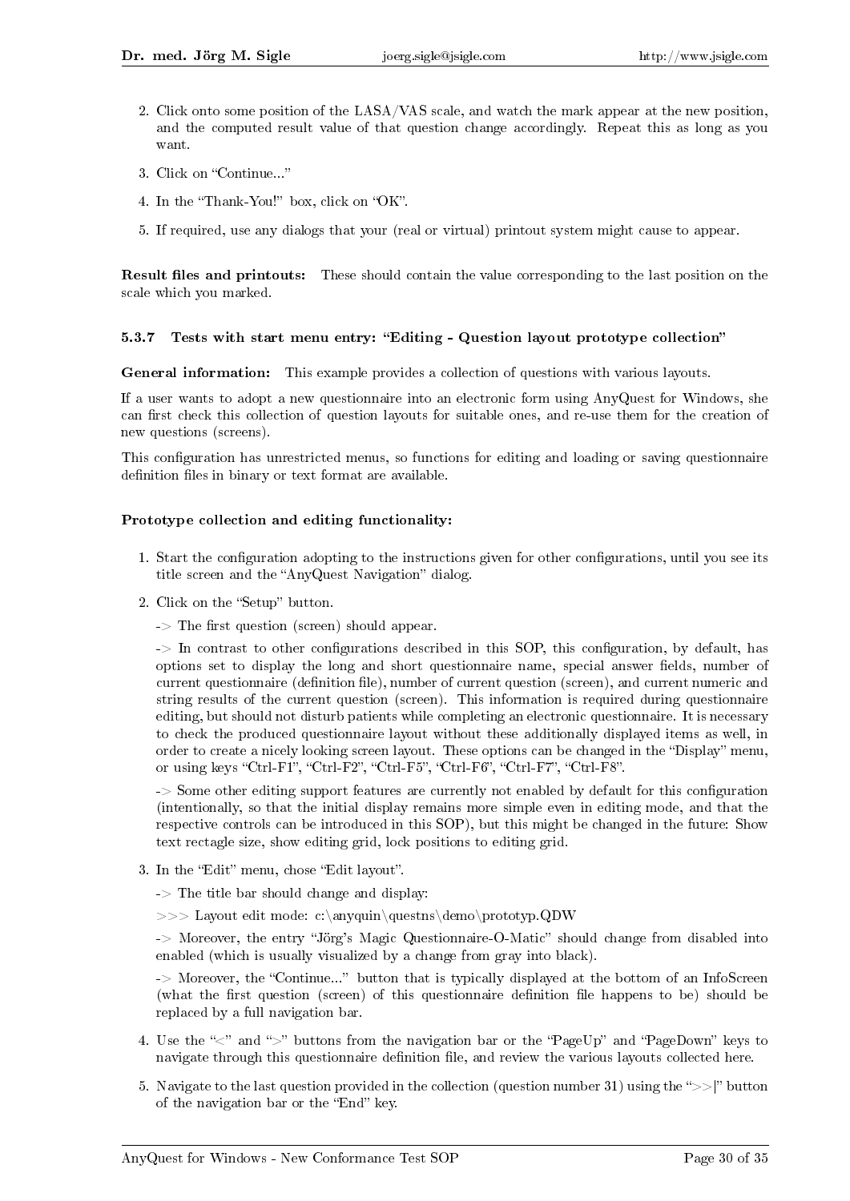2. Click onto some position of the LASA/VAS scale, and watch the mark appear at the new position, and the computed result value of that question change accordingly. Repeat this as long as you want.

3. Click on "Continue..."

4. In the "Thank-You!" box, click on "OK".

5. If required, use any dialogs that your (real or virtual) printout system might cause to appear.

**Result files and printouts:** These should contain the value corresponding to the last position on the scale which you marked.

#### 5.3.7 Tests with start menu entry: "Editing - Question layout prototype collection"

**General information:** This example provides a collection of questions with various layouts.

If a user wants to adopt a new questionnaire into an electronic form using AnyQuest for Windows, she can first check this collection of question layouts for suitable ones, and re-use them for the creation of new questions (screens).

This configuration has unrestricted menus, so functions for editing and loading or saving questionnaire definition files in binary or text format are available.

**Prototype collection and editing functionality:**

1. Start the configuration adopting to the instructions given for other configurations, until you see its title screen and the "AnyQuest Navigation" dialog.

2. Click on the "Setup" button.

   -> The first question (screen) should appear.

   -> In contrast to other configurations described in this SOP, this configuration, by default, has options set to display the long and short questionnaire name, special answer fields, number of current questionnaire (definition file), number of current question (screen), and current numeric and string results of the current question (screen). This information is required during questionnaire editing, but should not disturb patients while completing an electronic questionnaire. It is necessary to check the produced questionnaire layout without these additionally displayed items as well, in order to create a nicely looking screen layout. These options can be changed in the "Display" menu, or using keys "Ctrl-F1", "Ctrl-F2", "Ctrl-F5", "Ctrl-F6", "Ctrl-F7", "Ctrl-F8".

   -> Some other editing support features are currently not enabled by default for this configuration (intentionally, so that the initial display remains more simple even in editing mode, and that the respective controls can be introduced in this SOP), but this might be changed in the future: Show text rectagle size, show editing grid, lock positions to editing grid.

3. In the "Edit" menu, chose "Edit layout".

   -> The title bar should change and display:

   >>> Layout edit mode: c:\anyquin\questns\demo\prototyp.QDW

   -> Moreover, the entry "Jörg's Magic Questionnaire-O-Matic" should change from disabled into enabled (which is usually visualized by a change from gray into black).

   -> Moreover, the "Continue..." button that is typically displayed at the bottom of an InfoScreen (what the first question (screen) of this questionnaire definition file happens to be) should be replaced by a full navigation bar.

4. Use the "<" and ">" buttons from the navigation bar or the "PageUp" and "PageDown" keys to navigate through this questionnaire definition file, and review the various layouts collected here.

5. Navigate to the last question provided in the collection (question number 31) using the ">>|" button of the navigation bar or the "End" key.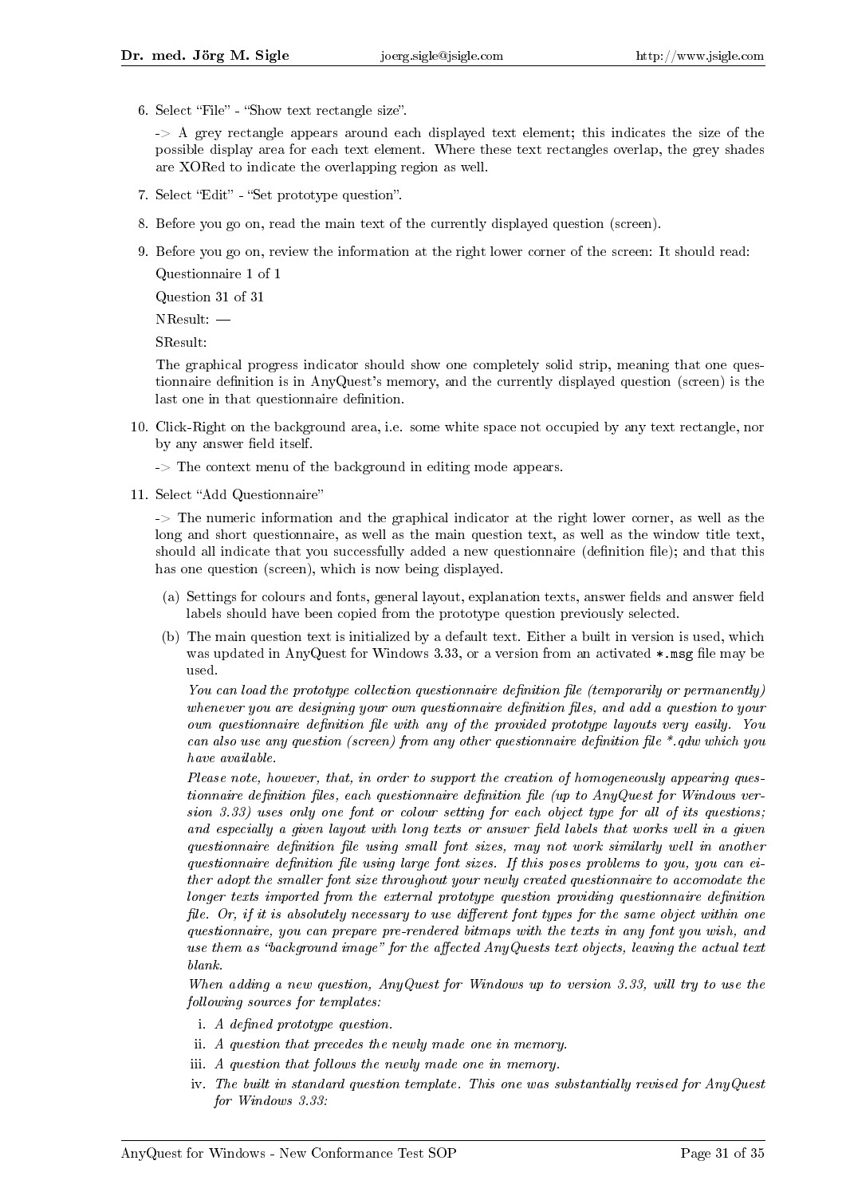6. Select “File” - “Show text rectangle size”.

   -> A grey rectangle appears around each displayed text element; this indicates the size of the possible display area for each text element. Where these text rectangles overlap, the grey shades are XORed to indicate the overlapping region as well.

7. Select “Edit” - “Set prototype question”.

8. Before you go on, read the main text of the currently displayed question (screen).

9. Before you go on, review the information at the right lower corner of the screen: It should read:

   Questionnaire 1 of 1

   Question 31 of 31

   NResult: —

   SResult:

   The graphical progress indicator should show one completely solid strip, meaning that one questionnaire definition is in AnyQuest’s memory, and the currently displayed question (screen) is the last one in that questionnaire definition.

10. Click-Right on the background area, i.e. some white space not occupied by any text rectangle, nor by any answer field itself.

    -> The context menu of the background in editing mode appears.

11. Select “Add Questionnaire”

    -> The numeric information and the graphical indicator at the right lower corner, as well as the long and short questionnaire, as well as the main question text, as well as the window title text, should all indicate that you successfully added a new questionnaire (definition file); and that this has one question (screen), which is now being displayed.

    (a) Settings for colours and fonts, general layout, explanation texts, answer fields and answer field labels should have been copied from the prototype question previously selected.

    (b) The main question text is initialized by a default text. Either a built in version is used, which was updated in AnyQuest for Windows 3.33, or a version from an activated `*.msg` file may be used.

    *You can load the prototype collection questionnaire definition file (temporarily or permanently) whenever you are designing your own questionnaire definition files, and add a question to your own questionnaire definition file with any of the provided prototype layouts very easily. You can also use any question (screen) from any other questionnaire definition file \*.qdw which you have available.*

    *Please note, however, that, in order to support the creation of homogeneously appearing questionnaire definition files, each questionnaire definition file (up to AnyQuest for Windows version 3.33) uses only one font or colour setting for each object type for all of its questions; and especially a given layout with long texts or answer field labels that works well in a given questionnaire definition file using small font sizes, may not work similarly well in another questionnaire definition file using large font sizes. If this poses problems to you, you can either adopt the smaller font size throughout your newly created questionnaire to accomodate the longer texts imported from the external prototype question providing questionnaire definition file. Or, if it is absolutely necessary to use different font types for the same object within one questionnaire, you can prepare pre-rendered bitmaps with the texts in any font you wish, and use them as “background image” for the affected AnyQuests text objects, leaving the actual text blank.*

    *When adding a new question, AnyQuest for Windows up to version 3.33, will try to use the following sources for templates:*

    i. *A defined prototype question.*
    ii. *A question that precedes the newly made one in memory.*
    iii. *A question that follows the newly made one in memory.*
    iv. *The built in standard question template. This one was substantially revised for AnyQuest for Windows 3.33:*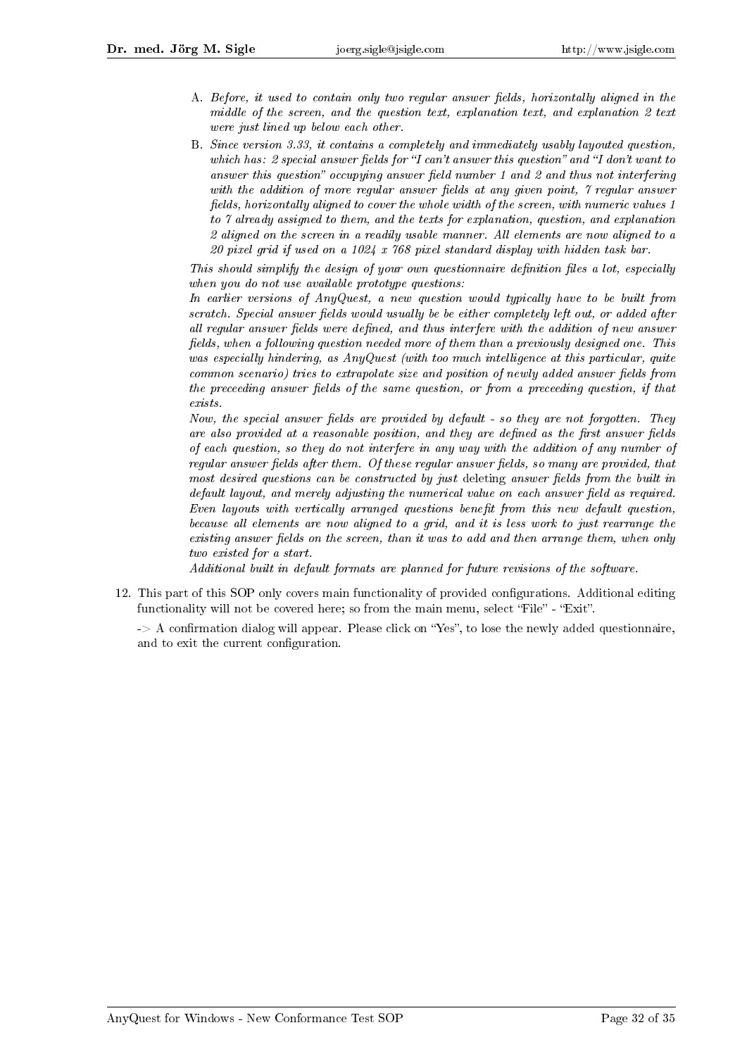A. *Before, it used to contain only two regular answer fields, horizontally aligned in the middle of the screen, and the question text, explanation text, and explanation 2 text were just lined up below each other.*

B. *Since version 3.33, it contains a completely and immediately usably layouted question, which has: 2 special answer fields for "I can't answer this question" and "I don't want to answer this question" occupying answer field number 1 and 2 and thus not interfering with the addition of more regular answer fields at any given point, 7 regular answer fields, horizontally aligned to cover the whole width of the screen, with numeric values 1 to 7 already assigned to them, and the texts for explanation, question, and explanation 2 aligned on the screen in a readily usable manner. All elements are now aligned to a 20 pixel grid if used on a 1024 x 768 pixel standard display with hidden task bar.*

*This should simplify the design of your own questionnaire definition files a lot, especially when you do not use available prototype questions:*

*In earlier versions of AnyQuest, a new question would typically have to be built from scratch. Special answer fields would usually be be either completely left out, or added after all regular answer fields were defined, and thus interfere with the addition of new answer fields, when a following question needed more of them than a previously designed one. This was especially hindering, as AnyQuest (with too much intelligence at this particular, quite common scenario) tries to extrapolate size and position of newly added answer fields from the preceeding answer fields of the same question, or from a preceeding question, if that exists.*

*Now, the special answer fields are provided by default - so they are not forgotten. They are also provided at a reasonable position, and they are defined as the first answer fields of each question, so they do not interfere in any way with the addition of any number of regular answer fields after them. Of these regular answer fields, so many are provided, that most desired questions can be constructed by just* deleting *answer fields from the built in default layout, and merely adjusting the numerical value on each answer field as required. Even layouts with vertically arranged questions benefit from this new default question, because all elements are now aligned to a grid, and it is less work to just rearrange the existing answer fields on the screen, than it was to add and then arrange them, when only two existed for a start.*

*Additional built in default formats are planned for future revisions of the software.*

12. This part of this SOP only covers main functionality of provided configurations. Additional editing functionality will not be covered here; so from the main menu, select "File" - "Exit".

    -> A confirmation dialog will appear. Please click on "Yes", to lose the newly added questionnaire, and to exit the current configuration.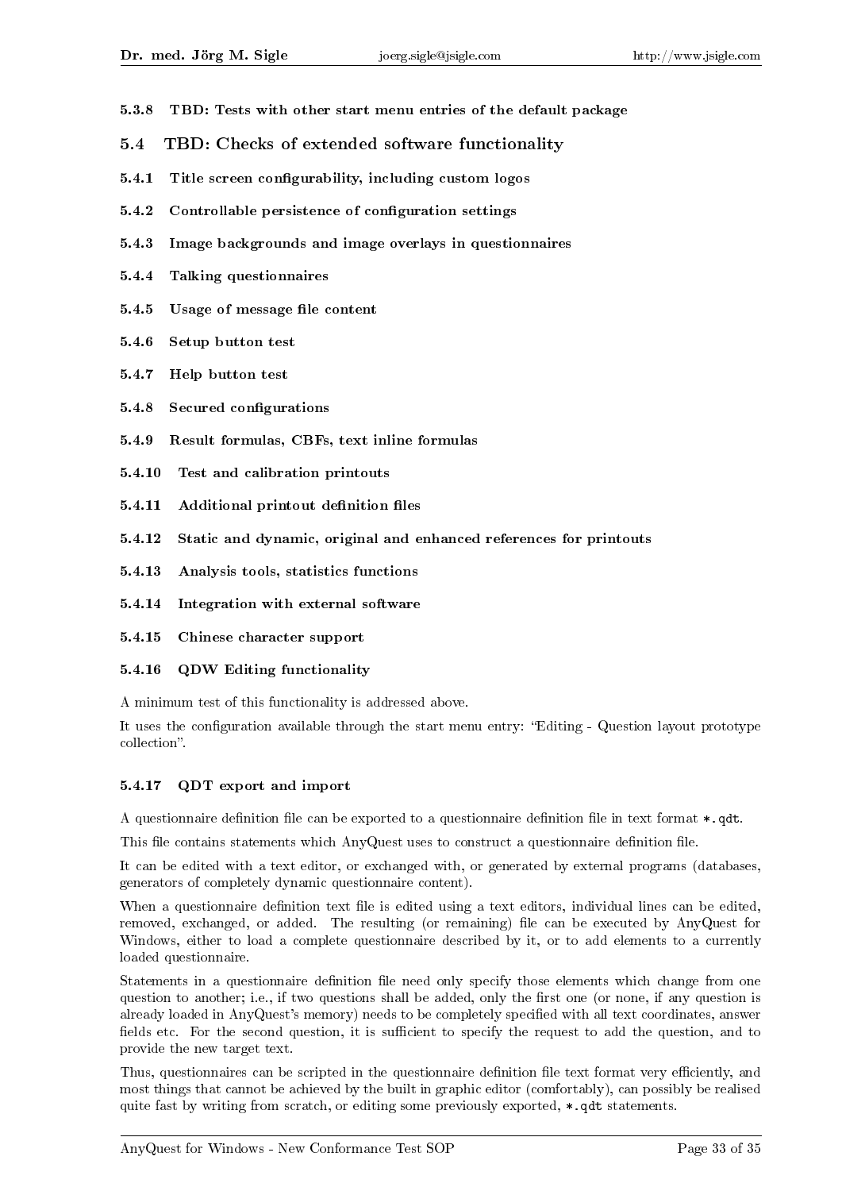#### 5.3.8 TBD: Tests with other start menu entries of the default package

### 5.4 TBD: Checks of extended software functionality

#### 5.4.1 Title screen configurability, including custom logos

#### 5.4.2 Controllable persistence of configuration settings

#### 5.4.3 Image backgrounds and image overlays in questionnaires

#### 5.4.4 Talking questionnaires

#### 5.4.5 Usage of message file content

#### 5.4.6 Setup button test

#### 5.4.7 Help button test

#### 5.4.8 Secured configurations

#### 5.4.9 Result formulas, CBFs, text inline formulas

#### 5.4.10 Test and calibration printouts

#### 5.4.11 Additional printout definition files

#### 5.4.12 Static and dynamic, original and enhanced references for printouts

#### 5.4.13 Analysis tools, statistics functions

#### 5.4.14 Integration with external software

#### 5.4.15 Chinese character support

#### 5.4.16 QDW Editing functionality

A minimum test of this functionality is addressed above.

It uses the configuration available through the start menu entry: "Editing - Question layout prototype collection".

#### 5.4.17 QDT export and import

A questionnaire definition file can be exported to a questionnaire definition file in text format `*.qdt`.

This file contains statements which AnyQuest uses to construct a questionnaire definition file.

It can be edited with a text editor, or exchanged with, or generated by external programs (databases, generators of completely dynamic questionnaire content).

When a questionnaire definition text file is edited using a text editors, individual lines can be edited, removed, exchanged, or added. The resulting (or remaining) file can be executed by AnyQuest for Windows, either to load a complete questionnaire described by it, or to add elements to a currently loaded questionnaire.

Statements in a questionnaire definition file need only specify those elements which change from one question to another; i.e., if two questions shall be added, only the first one (or none, if any question is already loaded in AnyQuest's memory) needs to be completely specified with all text coordinates, answer fields etc. For the second question, it is sufficient to specify the request to add the question, and to provide the new target text.

Thus, questionnaires can be scripted in the questionnaire definition file text format very efficiently, and most things that cannot be achieved by the built in graphic editor (comfortably), can possibly be realised quite fast by writing from scratch, or editing some previously exported, `*.qdt` statements.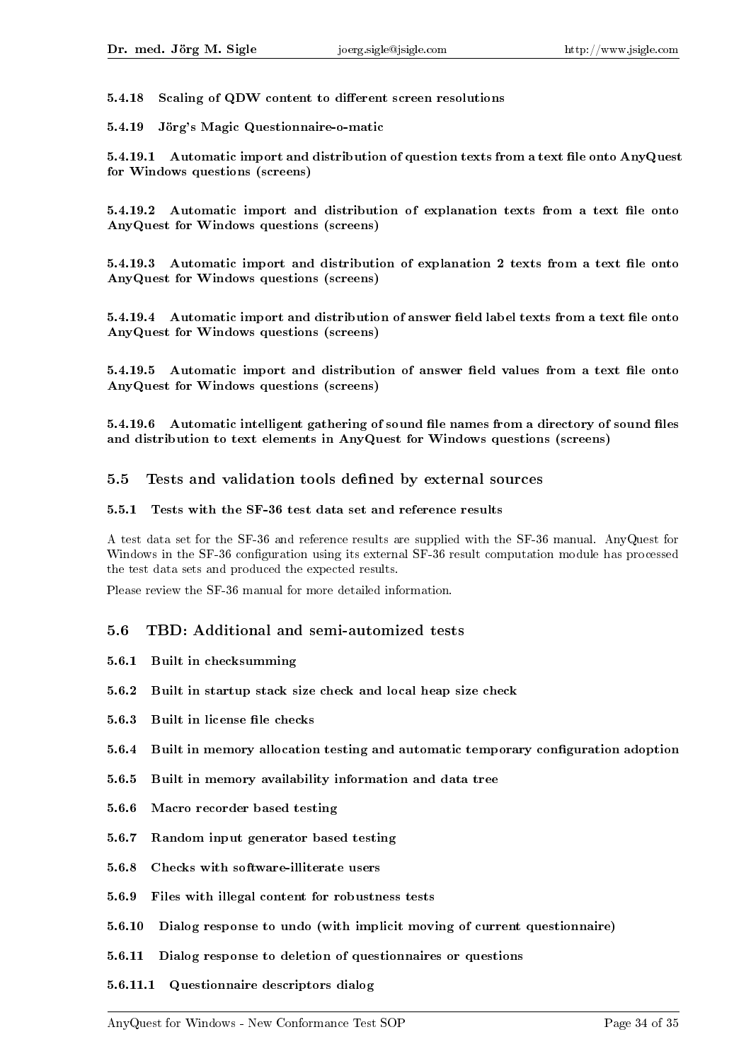#### 5.4.18 Scaling of QDW content to different screen resolutions

#### 5.4.19 Jörg's Magic Questionnaire-o-matic

##### 5.4.19.1 Automatic import and distribution of question texts from a text file onto AnyQuest for Windows questions (screens)

##### 5.4.19.2 Automatic import and distribution of explanation texts from a text file onto AnyQuest for Windows questions (screens)

##### 5.4.19.3 Automatic import and distribution of explanation 2 texts from a text file onto AnyQuest for Windows questions (screens)

##### 5.4.19.4 Automatic import and distribution of answer field label texts from a text file onto AnyQuest for Windows questions (screens)

##### 5.4.19.5 Automatic import and distribution of answer field values from a text file onto AnyQuest for Windows questions (screens)

##### 5.4.19.6 Automatic intelligent gathering of sound file names from a directory of sound files and distribution to text elements in AnyQuest for Windows questions (screens)

### 5.5 Tests and validation tools defined by external sources

#### 5.5.1 Tests with the SF-36 test data set and reference results

A test data set for the SF-36 and reference results are supplied with the SF-36 manual. AnyQuest for Windows in the SF-36 configuration using its external SF-36 result computation module has processed the test data sets and produced the expected results.

Please review the SF-36 manual for more detailed information.

### 5.6 TBD: Additional and semi-automized tests

#### 5.6.1 Built in checksumming

#### 5.6.2 Built in startup stack size check and local heap size check

#### 5.6.3 Built in license file checks

#### 5.6.4 Built in memory allocation testing and automatic temporary configuration adoption

#### 5.6.5 Built in memory availability information and data tree

#### 5.6.6 Macro recorder based testing

#### 5.6.7 Random input generator based testing

#### 5.6.8 Checks with software-illiterate users

#### 5.6.9 Files with illegal content for robustness tests

#### 5.6.10 Dialog response to undo (with implicit moving of current questionnaire)

#### 5.6.11 Dialog response to deletion of questionnaires or questions

##### 5.6.11.1 Questionnaire descriptors dialog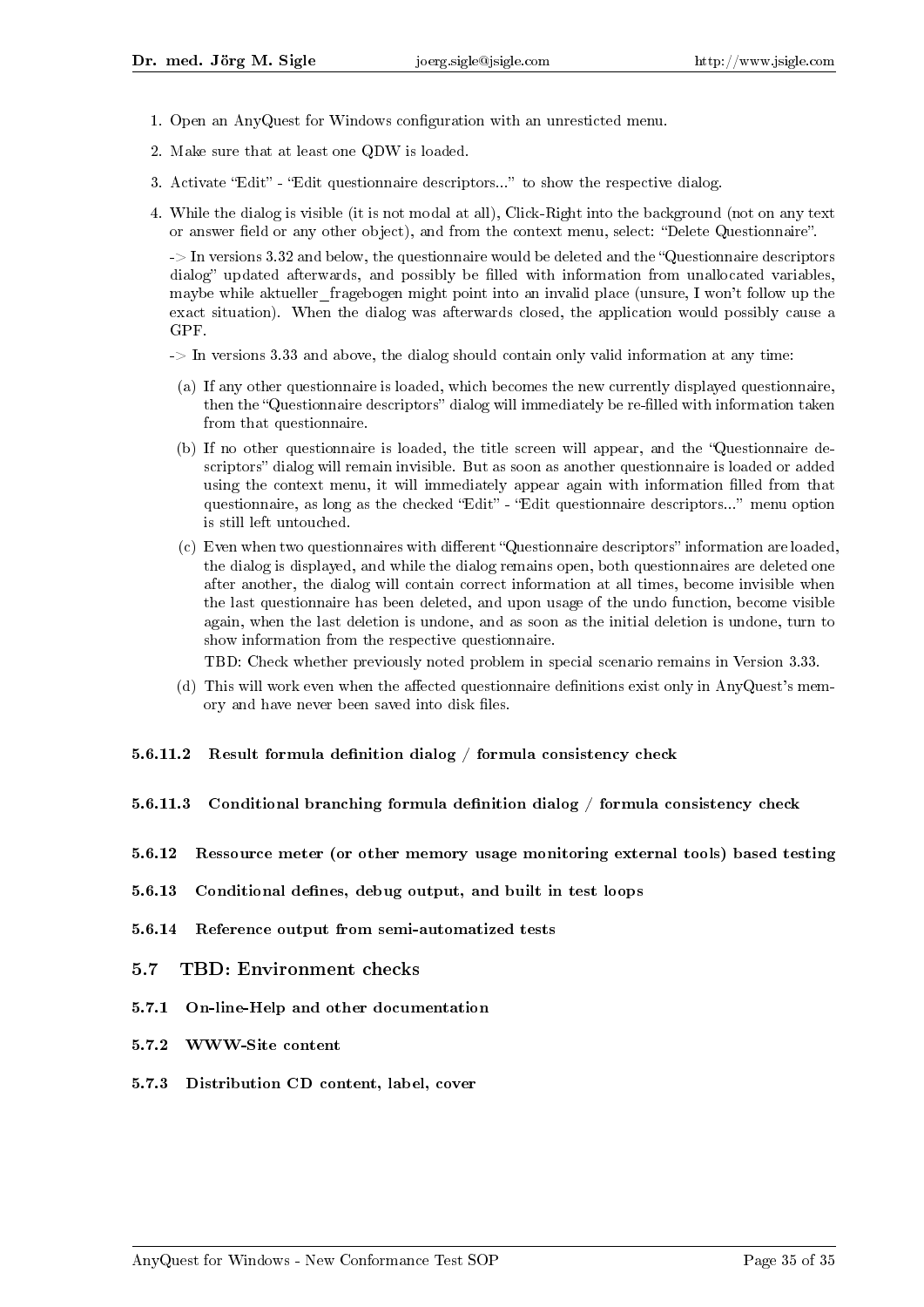1. Open an AnyQuest for Windows configuration with an unresticted menu.
2. Make sure that at least one QDW is loaded.
3. Activate "Edit" - "Edit questionnaire descriptors..." to show the respective dialog.
4. While the dialog is visible (it is not modal at all), Click-Right into the background (not on any text or answer field or any other object), and from the context menu, select: "Delete Questionnaire".

   -> In versions 3.32 and below, the questionnaire would be deleted and the "Questionnaire descriptors dialog" updated afterwards, and possibly be filled with information from unallocated variables, maybe while aktueller_fragebogen might point into an invalid place (unsure, I won't follow up the exact situation). When the dialog was afterwards closed, the application would possibly cause a GPF.

   -> In versions 3.33 and above, the dialog should contain only valid information at any time:

   (a) If any other questionnaire is loaded, which becomes the new currently displayed questionnaire, then the "Questionnaire descriptors" dialog will immediately be re-filled with information taken from that questionnaire.

   (b) If no other questionnaire is loaded, the title screen will appear, and the "Questionnaire descriptors" dialog will remain invisible. But as soon as another questionnaire is loaded or added using the context menu, it will immediately appear again with information filled from that questionnaire, as long as the checked "Edit" - "Edit questionnaire descriptors..." menu option is still left untouched.

   (c) Even when two questionnaires with different "Questionnaire descriptors" information are loaded, the dialog is displayed, and while the dialog remains open, both questionnaires are deleted one after another, the dialog will contain correct information at all times, become invisible when the last questionnaire has been deleted, and upon usage of the undo function, become visible again, when the last deletion is undone, and as soon as the initial deletion is undone, turn to show information from the respective questionnaire.

   TBD: Check whether previously noted problem in special scenario remains in Version 3.33.

   (d) This will work even when the affected questionnaire definitions exist only in AnyQuest's memory and have never been saved into disk files.

##### 5.6.11.2 Result formula definition dialog / formula consistency check

##### 5.6.11.3 Conditional branching formula definition dialog / formula consistency check

#### 5.6.12 Ressource meter (or other memory usage monitoring external tools) based testing

#### 5.6.13 Conditional defines, debug output, and built in test loops

#### 5.6.14 Reference output from semi-automatized tests

## 5.7 TBD: Environment checks

### 5.7.1 On-line-Help and other documentation

### 5.7.2 WWW-Site content

### 5.7.3 Distribution CD content, label, cover